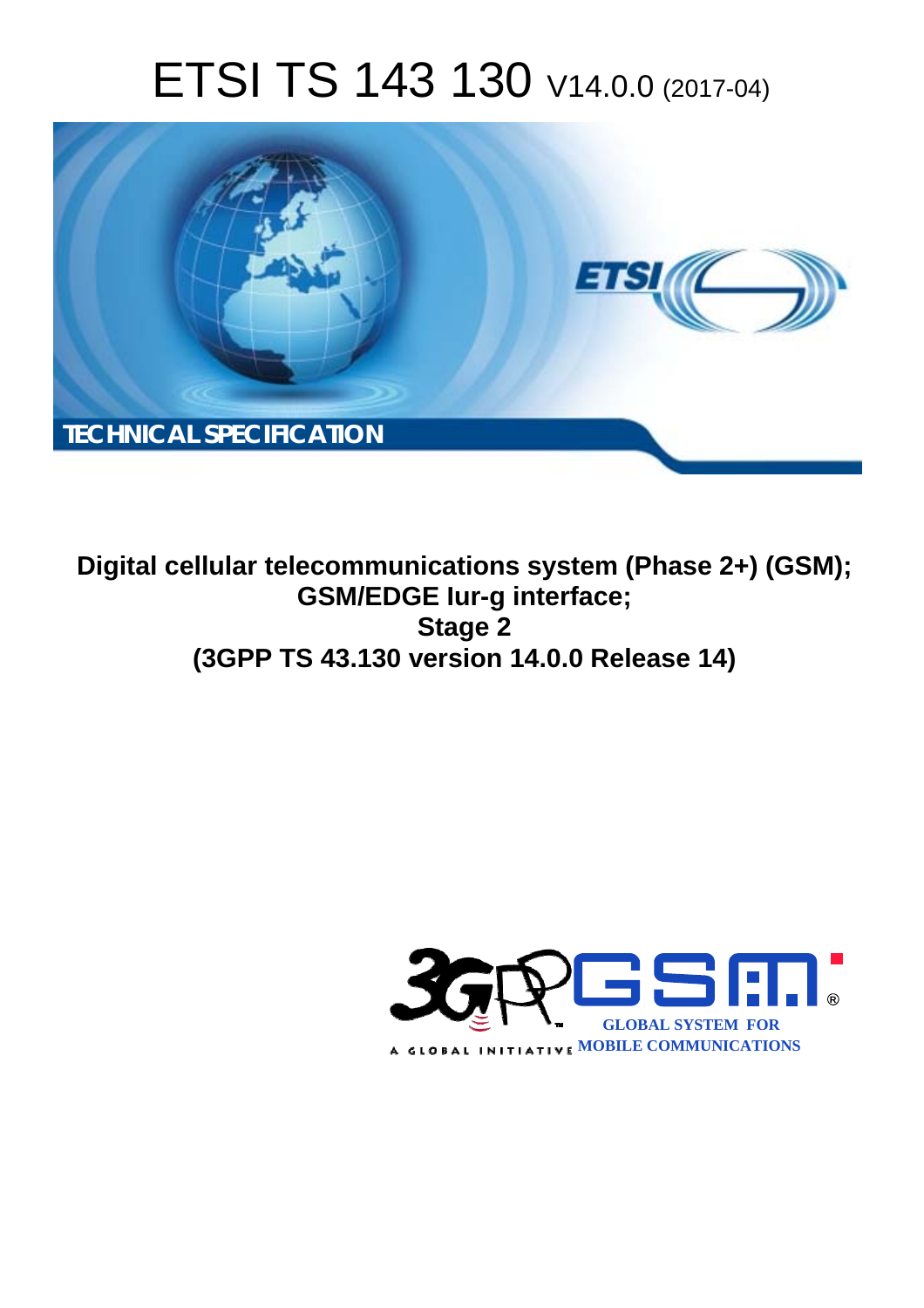# ETSI TS 143 130 V14.0.0 (2017-04)

TECHNICAL SPECIFICATION

**Digital cellular telecommunications system (Phase 2+) (GSM); GSM/EDGE Iur-g interface; Stage 2 (3GPP TS 43.130 version 14.0.0 Release 14)**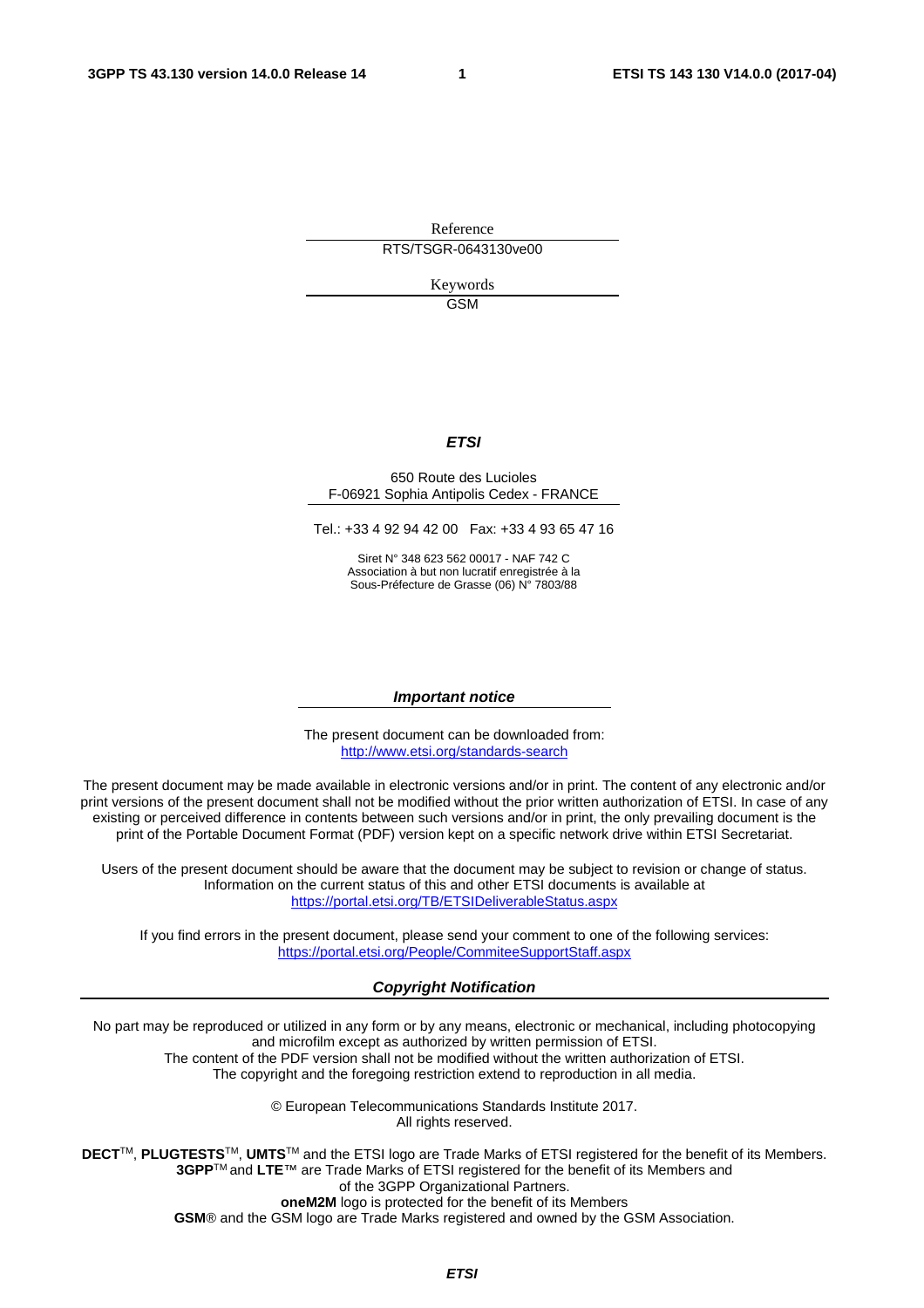Reference

RTS/TSGR-0643130ve00

Keywords

GSM

***ETSI***

650 Route des Lucioles
F-06921 Sophia Antipolis Cedex - FRANCE

Tel.: +33 4 92 94 42 00 Fax: +33 4 93 65 47 16

Siret N° 348 623 562 00017 - NAF 742 C
Association à but non lucratif enregistrée à la
Sous-Préfecture de Grasse (06) N° 7803/88

***Important notice***

The present document can be downloaded from:
http://www.etsi.org/standards-search

The present document may be made available in electronic versions and/or in print. The content of any electronic and/or print versions of the present document shall not be modified without the prior written authorization of ETSI. In case of any existing or perceived difference in contents between such versions and/or in print, the only prevailing document is the print of the Portable Document Format (PDF) version kept on a specific network drive within ETSI Secretariat.

Users of the present document should be aware that the document may be subject to revision or change of status. Information on the current status of this and other ETSI documents is available at
https://portal.etsi.org/TB/ETSIDeliverableStatus.aspx

If you find errors in the present document, please send your comment to one of the following services:
https://portal.etsi.org/People/CommiteeSupportStaff.aspx

***Copyright Notification***

No part may be reproduced or utilized in any form or by any means, electronic or mechanical, including photocopying and microfilm except as authorized by written permission of ETSI.
The content of the PDF version shall not be modified without the written authorization of ETSI.
The copyright and the foregoing restriction extend to reproduction in all media.

© European Telecommunications Standards Institute 2017.
All rights reserved.

**DECT**TM, **PLUGTESTS**TM, **UMTS**TM and the ETSI logo are Trade Marks of ETSI registered for the benefit of its Members.
**3GPP**TM and **LTE**™ are Trade Marks of ETSI registered for the benefit of its Members and of the 3GPP Organizational Partners.
**oneM2M** logo is protected for the benefit of its Members
**GSM**® and the GSM logo are Trade Marks registered and owned by the GSM Association.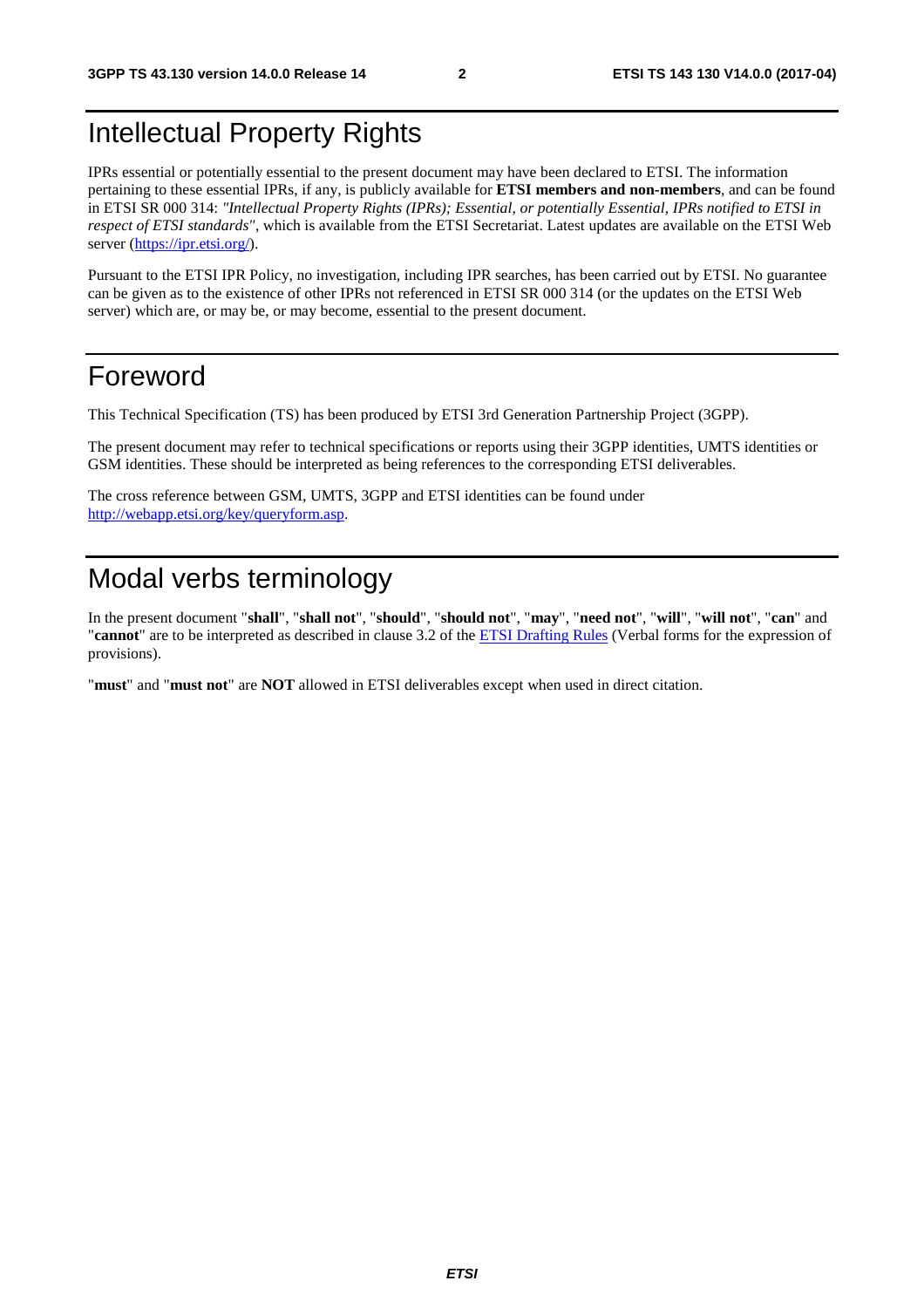# Intellectual Property Rights

IPRs essential or potentially essential to the present document may have been declared to ETSI. The information pertaining to these essential IPRs, if any, is publicly available for **ETSI members and non-members**, and can be found in ETSI SR 000 314: *"Intellectual Property Rights (IPRs); Essential, or potentially Essential, IPRs notified to ETSI in respect of ETSI standards"*, which is available from the ETSI Secretariat. Latest updates are available on the ETSI Web server (https://ipr.etsi.org/).

Pursuant to the ETSI IPR Policy, no investigation, including IPR searches, has been carried out by ETSI. No guarantee can be given as to the existence of other IPRs not referenced in ETSI SR 000 314 (or the updates on the ETSI Web server) which are, or may be, or may become, essential to the present document.

# Foreword

This Technical Specification (TS) has been produced by ETSI 3rd Generation Partnership Project (3GPP).

The present document may refer to technical specifications or reports using their 3GPP identities, UMTS identities or GSM identities. These should be interpreted as being references to the corresponding ETSI deliverables.

The cross reference between GSM, UMTS, 3GPP and ETSI identities can be found under http://webapp.etsi.org/key/queryform.asp.

# Modal verbs terminology

In the present document "**shall**", "**shall not**", "**should**", "**should not**", "**may**", "**need not**", "**will**", "**will not**", "**can**" and "**cannot**" are to be interpreted as described in clause 3.2 of the ETSI Drafting Rules (Verbal forms for the expression of provisions).

"**must**" and "**must not**" are **NOT** allowed in ETSI deliverables except when used in direct citation.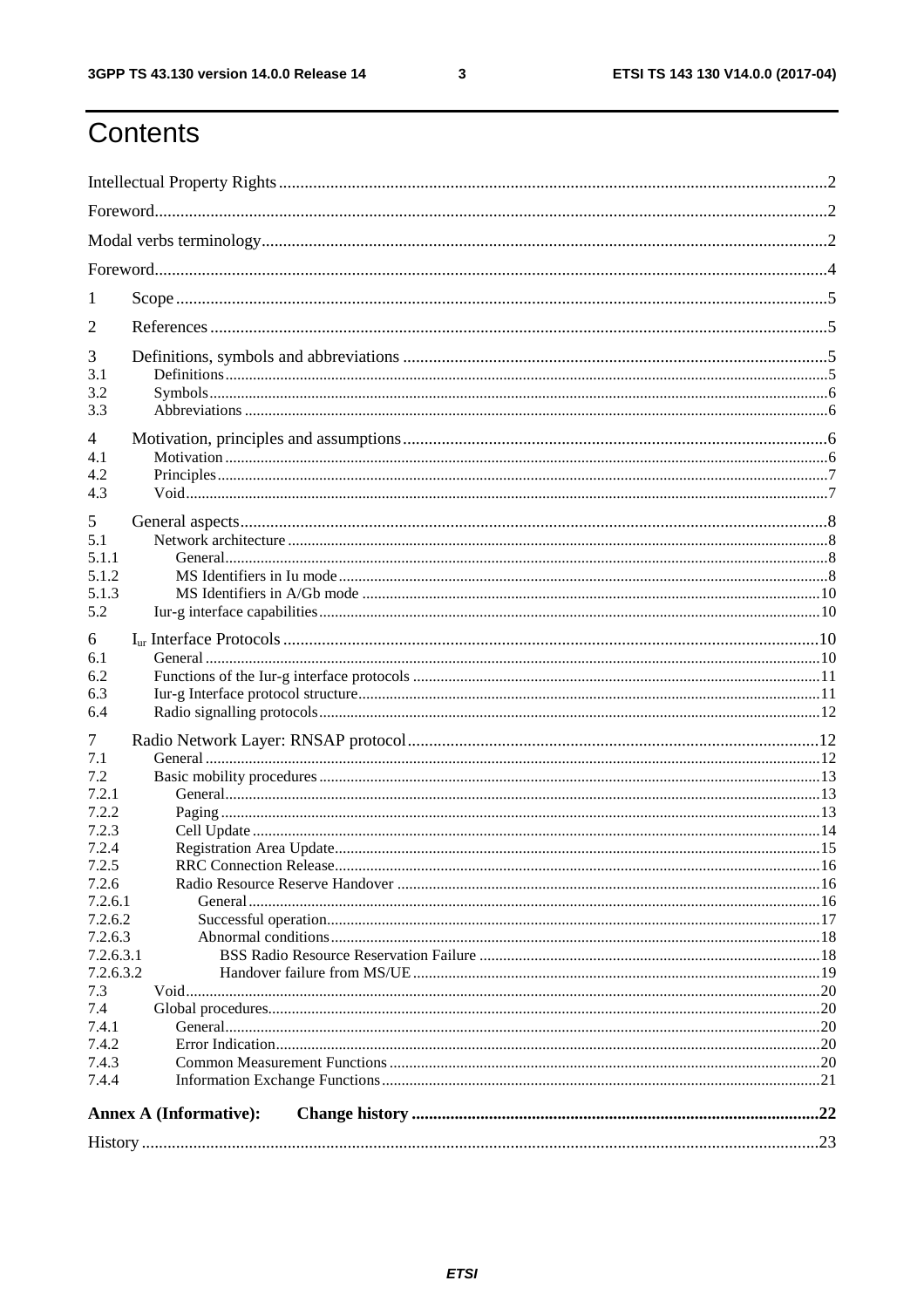# Contents

Intellectual Property Rights ..... 2

Foreword ..... 2

Modal verbs terminology ..... 2

Foreword ..... 4

1 Scope ..... 5

2 References ..... 5

3 Definitions, symbols and abbreviations ..... 5
- 3.1 Definitions ..... 5
- 3.2 Symbols ..... 6
- 3.3 Abbreviations ..... 6

4 Motivation, principles and assumptions ..... 6
- 4.1 Motivation ..... 6
- 4.2 Principles ..... 7
- 4.3 Void ..... 7

5 General aspects ..... 8
- 5.1 Network architecture ..... 8
- 5.1.1 General ..... 8
- 5.1.2 MS Identifiers in Iu mode ..... 8
- 5.1.3 MS Identifiers in A/Gb mode ..... 10
- 5.2 Iur-g interface capabilities ..... 10

6 $I_{ur}$ Interface Protocols ..... 10
- 6.1 General ..... 10
- 6.2 Functions of the Iur-g interface protocols ..... 11
- 6.3 Iur-g Interface protocol structure ..... 11
- 6.4 Radio signalling protocols ..... 12

7 Radio Network Layer: RNSAP protocol ..... 12
- 7.1 General ..... 12
- 7.2 Basic mobility procedures ..... 13
- 7.2.1 General ..... 13
- 7.2.2 Paging ..... 13
- 7.2.3 Cell Update ..... 14
- 7.2.4 Registration Area Update ..... 15
- 7.2.5 RRC Connection Release ..... 16
- 7.2.6 Radio Resource Reserve Handover ..... 16
- 7.2.6.1 General ..... 16
- 7.2.6.2 Successful operation ..... 17
- 7.2.6.3 Abnormal conditions ..... 18
- 7.2.6.3.1 BSS Radio Resource Reservation Failure ..... 18
- 7.2.6.3.2 Handover failure from MS/UE ..... 19
- 7.3 Void ..... 20
- 7.4 Global procedures ..... 20
- 7.4.1 General ..... 20
- 7.4.2 Error Indication ..... 20
- 7.4.3 Common Measurement Functions ..... 20
- 7.4.4 Information Exchange Functions ..... 21

**Annex A (Informative): Change history ..... 22**

History ..... 23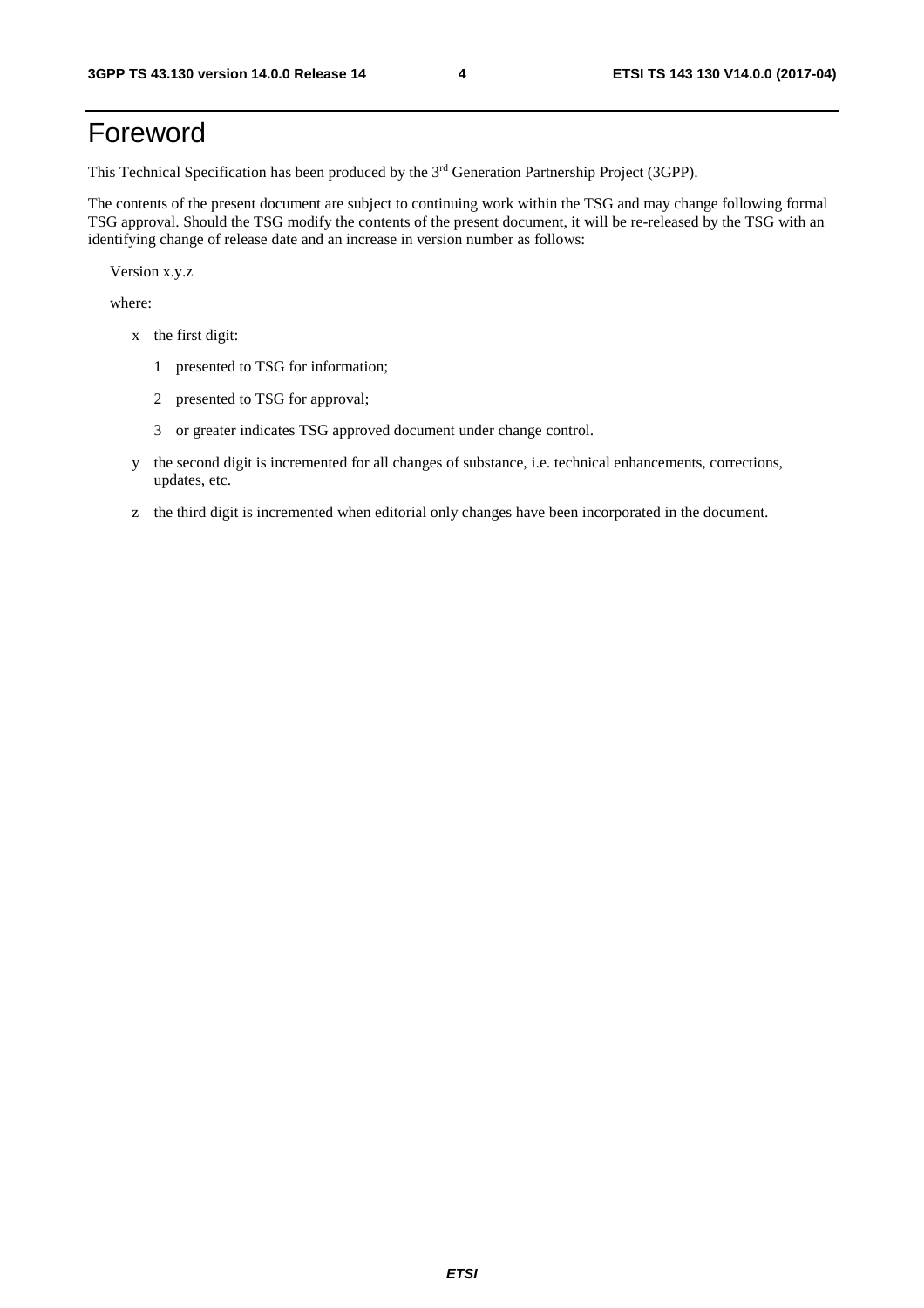# Foreword

This Technical Specification has been produced by the 3rd Generation Partnership Project (3GPP).

The contents of the present document are subject to continuing work within the TSG and may change following formal TSG approval. Should the TSG modify the contents of the present document, it will be re-released by the TSG with an identifying change of release date and an increase in version number as follows:

Version x.y.z

where:

- x the first digit:
  - 1 presented to TSG for information;
  - 2 presented to TSG for approval;
  - 3 or greater indicates TSG approved document under change control.
- y the second digit is incremented for all changes of substance, i.e. technical enhancements, corrections, updates, etc.
- z the third digit is incremented when editorial only changes have been incorporated in the document.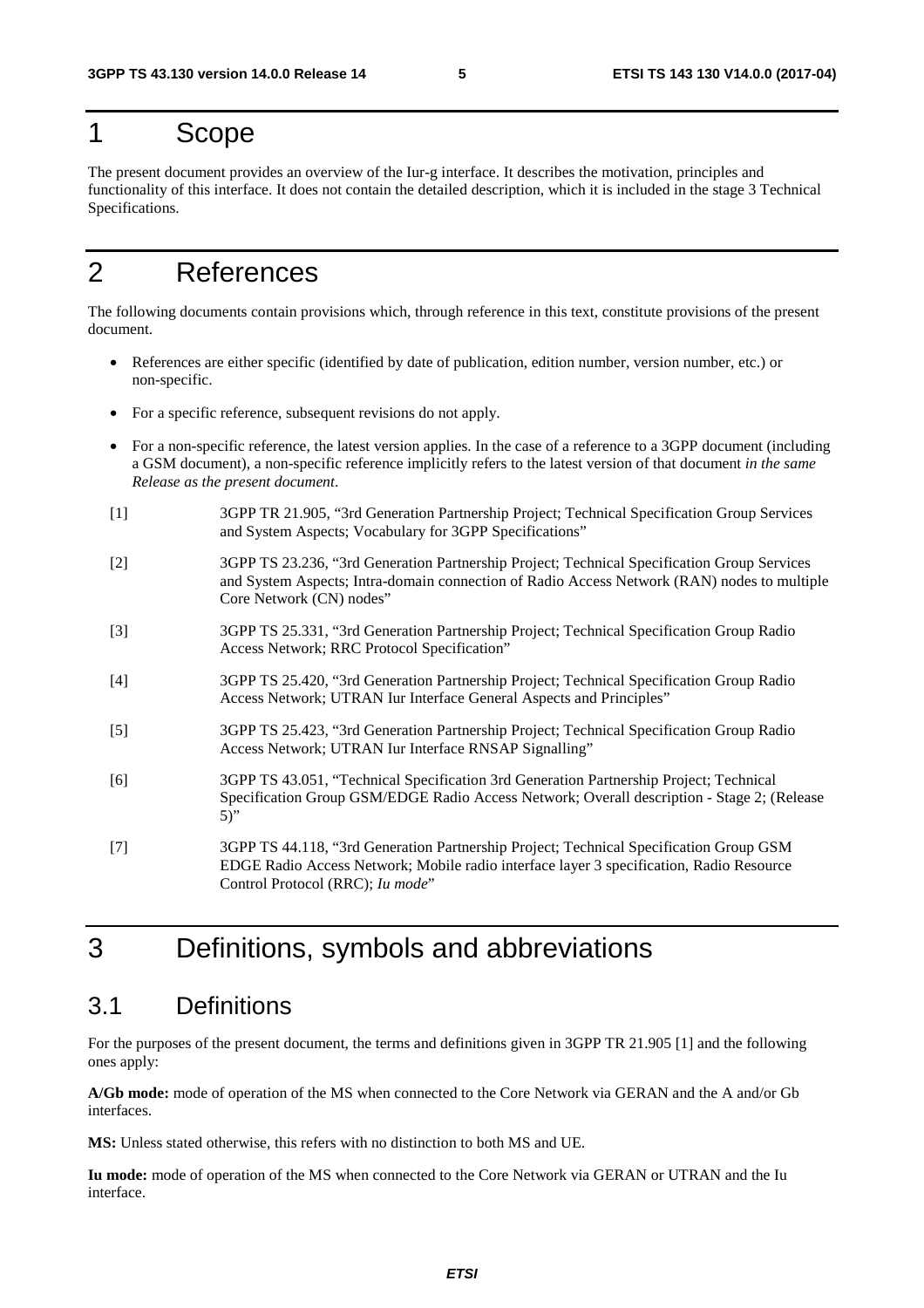# 1 Scope

The present document provides an overview of the Iur-g interface. It describes the motivation, principles and functionality of this interface. It does not contain the detailed description, which it is included in the stage 3 Technical Specifications.

# 2 References

The following documents contain provisions which, through reference in this text, constitute provisions of the present document.

- References are either specific (identified by date of publication, edition number, version number, etc.) or non-specific.
- For a specific reference, subsequent revisions do not apply.
- For a non-specific reference, the latest version applies. In the case of a reference to a 3GPP document (including a GSM document), a non-specific reference implicitly refers to the latest version of that document *in the same Release as the present document*.

[1] 3GPP TR 21.905, "3rd Generation Partnership Project; Technical Specification Group Services and System Aspects; Vocabulary for 3GPP Specifications"

[2] 3GPP TS 23.236, "3rd Generation Partnership Project; Technical Specification Group Services and System Aspects; Intra-domain connection of Radio Access Network (RAN) nodes to multiple Core Network (CN) nodes"

[3] 3GPP TS 25.331, "3rd Generation Partnership Project; Technical Specification Group Radio Access Network; RRC Protocol Specification"

[4] 3GPP TS 25.420, "3rd Generation Partnership Project; Technical Specification Group Radio Access Network; UTRAN Iur Interface General Aspects and Principles"

[5] 3GPP TS 25.423, "3rd Generation Partnership Project; Technical Specification Group Radio Access Network; UTRAN Iur Interface RNSAP Signalling"

[6] 3GPP TS 43.051, "Technical Specification 3rd Generation Partnership Project; Technical Specification Group GSM/EDGE Radio Access Network; Overall description - Stage 2; (Release 5)"

[7] 3GPP TS 44.118, "3rd Generation Partnership Project; Technical Specification Group GSM EDGE Radio Access Network; Mobile radio interface layer 3 specification, Radio Resource Control Protocol (RRC); *Iu mode*"

# 3 Definitions, symbols and abbreviations

## 3.1 Definitions

For the purposes of the present document, the terms and definitions given in 3GPP TR 21.905 [1] and the following ones apply:

**A/Gb mode:** mode of operation of the MS when connected to the Core Network via GERAN and the A and/or Gb interfaces.

**MS:** Unless stated otherwise, this refers with no distinction to both MS and UE.

**Iu mode:** mode of operation of the MS when connected to the Core Network via GERAN or UTRAN and the Iu interface.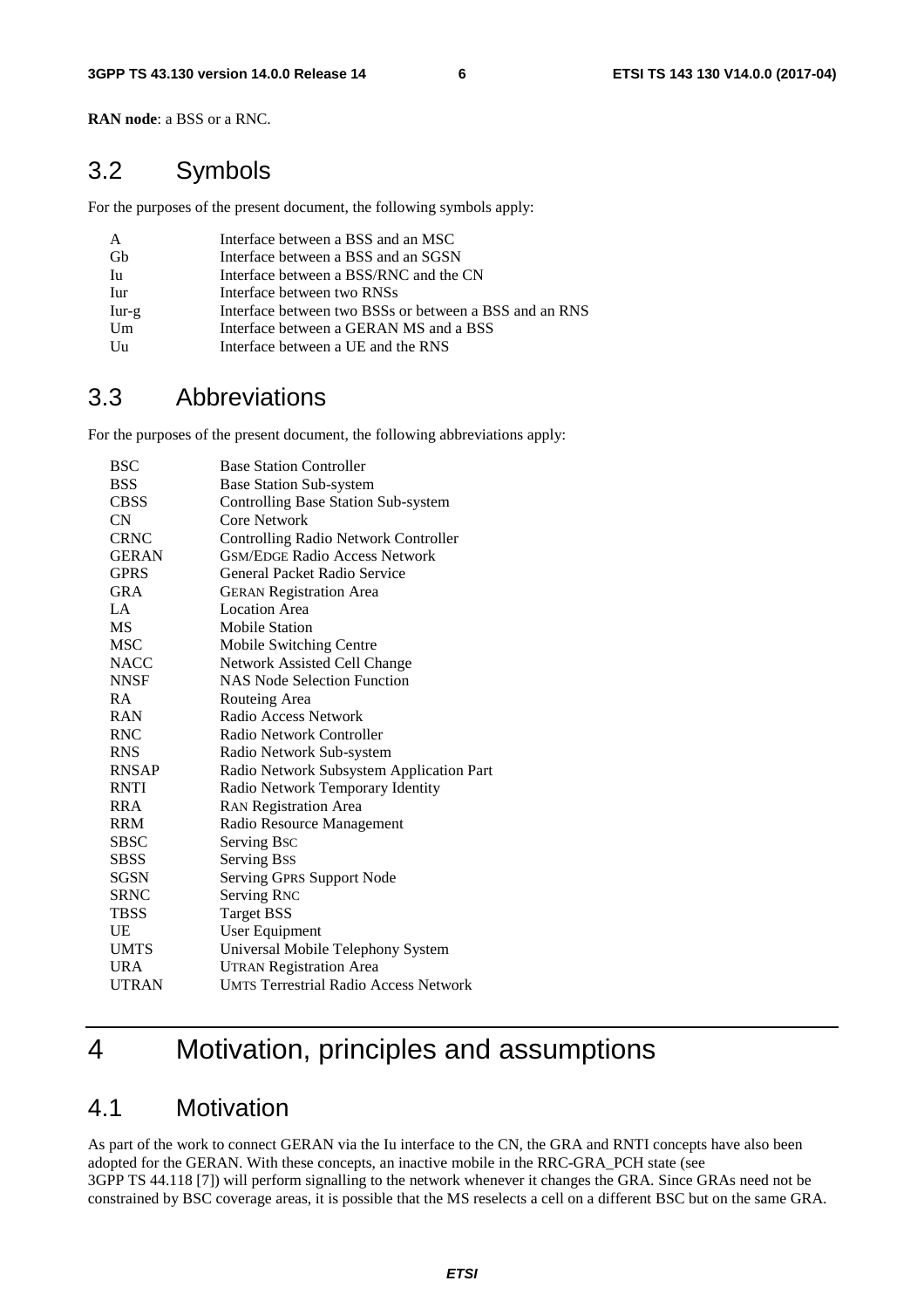**RAN node**: a BSS or a RNC.

## 3.2 Symbols

For the purposes of the present document, the following symbols apply:

| | |
|---|---|
| A | Interface between a BSS and an MSC |
| Gb | Interface between a BSS and an SGSN |
| Iu | Interface between a BSS/RNC and the CN |
| Iur | Interface between two RNSs |
| Iur-g | Interface between two BSSs or between a BSS and an RNS |
| Um | Interface between a GERAN MS and a BSS |
| Uu | Interface between a UE and the RNS |

## 3.3 Abbreviations

For the purposes of the present document, the following abbreviations apply:

| | |
|---|---|
| BSC | Base Station Controller |
| BSS | Base Station Sub-system |
| CBSS | Controlling Base Station Sub-system |
| CN | Core Network |
| CRNC | Controlling Radio Network Controller |
| GERAN | GSM/EDGE Radio Access Network |
| GPRS | General Packet Radio Service |
| GRA | GERAN Registration Area |
| LA | Location Area |
| MS | Mobile Station |
| MSC | Mobile Switching Centre |
| NACC | Network Assisted Cell Change |
| NNSF | NAS Node Selection Function |
| RA | Routeing Area |
| RAN | Radio Access Network |
| RNC | Radio Network Controller |
| RNS | Radio Network Sub-system |
| RNSAP | Radio Network Subsystem Application Part |
| RNTI | Radio Network Temporary Identity |
| RRA | RAN Registration Area |
| RRM | Radio Resource Management |
| SBSC | Serving BSC |
| SBSS | Serving BSS |
| SGSN | Serving GPRS Support Node |
| SRNC | Serving RNC |
| TBSS | Target BSS |
| UE | User Equipment |
| UMTS | Universal Mobile Telephony System |
| URA | UTRAN Registration Area |
| UTRAN | UMTS Terrestrial Radio Access Network |

# 4 Motivation, principles and assumptions

## 4.1 Motivation

As part of the work to connect GERAN via the Iu interface to the CN, the GRA and RNTI concepts have also been adopted for the GERAN. With these concepts, an inactive mobile in the RRC-GRA_PCH state (see 3GPP TS 44.118 [7]) will perform signalling to the network whenever it changes the GRA. Since GRAs need not be constrained by BSC coverage areas, it is possible that the MS reselects a cell on a different BSC but on the same GRA.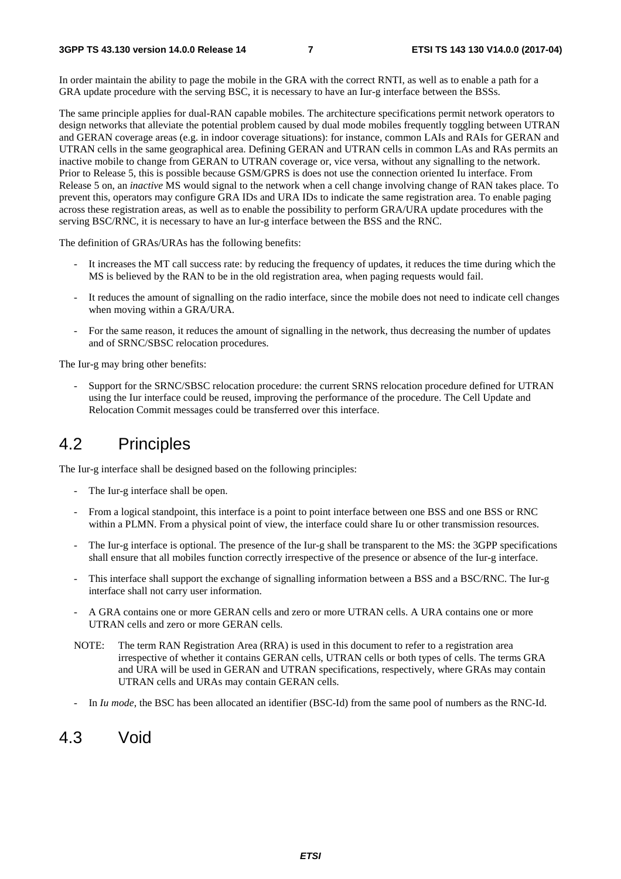In order maintain the ability to page the mobile in the GRA with the correct RNTI, as well as to enable a path for a GRA update procedure with the serving BSC, it is necessary to have an Iur-g interface between the BSSs.

The same principle applies for dual-RAN capable mobiles. The architecture specifications permit network operators to design networks that alleviate the potential problem caused by dual mode mobiles frequently toggling between UTRAN and GERAN coverage areas (e.g. in indoor coverage situations): for instance, common LAIs and RAIs for GERAN and UTRAN cells in the same geographical area. Defining GERAN and UTRAN cells in common LAs and RAs permits an inactive mobile to change from GERAN to UTRAN coverage or, vice versa, without any signalling to the network. Prior to Release 5, this is possible because GSM/GPRS is does not use the connection oriented Iu interface. From Release 5 on, an *inactive* MS would signal to the network when a cell change involving change of RAN takes place. To prevent this, operators may configure GRA IDs and URA IDs to indicate the same registration area. To enable paging across these registration areas, as well as to enable the possibility to perform GRA/URA update procedures with the serving BSC/RNC, it is necessary to have an Iur-g interface between the BSS and the RNC.

The definition of GRAs/URAs has the following benefits:

- It increases the MT call success rate: by reducing the frequency of updates, it reduces the time during which the MS is believed by the RAN to be in the old registration area, when paging requests would fail.
- It reduces the amount of signalling on the radio interface, since the mobile does not need to indicate cell changes when moving within a GRA/URA.
- For the same reason, it reduces the amount of signalling in the network, thus decreasing the number of updates and of SRNC/SBSC relocation procedures.

The Iur-g may bring other benefits:

- Support for the SRNC/SBSC relocation procedure: the current SRNS relocation procedure defined for UTRAN using the Iur interface could be reused, improving the performance of the procedure. The Cell Update and Relocation Commit messages could be transferred over this interface.

## 4.2 Principles

The Iur-g interface shall be designed based on the following principles:

- The Iur-g interface shall be open.
- From a logical standpoint, this interface is a point to point interface between one BSS and one BSS or RNC within a PLMN. From a physical point of view, the interface could share Iu or other transmission resources.
- The Iur-g interface is optional. The presence of the Iur-g shall be transparent to the MS: the 3GPP specifications shall ensure that all mobiles function correctly irrespective of the presence or absence of the Iur-g interface.
- This interface shall support the exchange of signalling information between a BSS and a BSC/RNC. The Iur-g interface shall not carry user information.
- A GRA contains one or more GERAN cells and zero or more UTRAN cells. A URA contains one or more UTRAN cells and zero or more GERAN cells.

NOTE: The term RAN Registration Area (RRA) is used in this document to refer to a registration area irrespective of whether it contains GERAN cells, UTRAN cells or both types of cells. The terms GRA and URA will be used in GERAN and UTRAN specifications, respectively, where GRAs may contain UTRAN cells and URAs may contain GERAN cells.

- In *Iu mode*, the BSC has been allocated an identifier (BSC-Id) from the same pool of numbers as the RNC-Id.

## 4.3 Void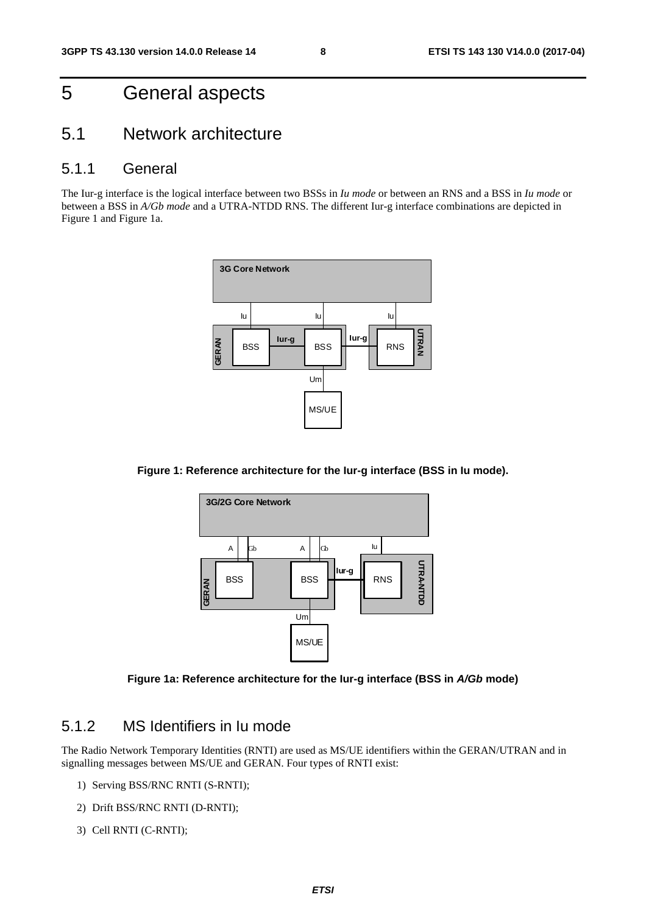# 5 General aspects

## 5.1 Network architecture

### 5.1.1 General

The Iur-g interface is the logical interface between two BSSs in *Iu mode* or between an RNS and a BSS in *Iu mode* or between a BSS in *A/Gb mode* and a UTRA-NTDD RNS. The different Iur-g interface combinations are depicted in Figure 1 and Figure 1a.

**Figure 1: Reference architecture for the Iur-g interface (BSS in Iu mode).**

**Figure 1a: Reference architecture for the Iur-g interface (BSS in *A/Gb* mode)**

### 5.1.2 MS Identifiers in Iu mode

The Radio Network Temporary Identities (RNTI) are used as MS/UE identifiers within the GERAN/UTRAN and in signalling messages between MS/UE and GERAN. Four types of RNTI exist:

1) Serving BSS/RNC RNTI (S-RNTI);

2) Drift BSS/RNC RNTI (D-RNTI);

3) Cell RNTI (C-RNTI);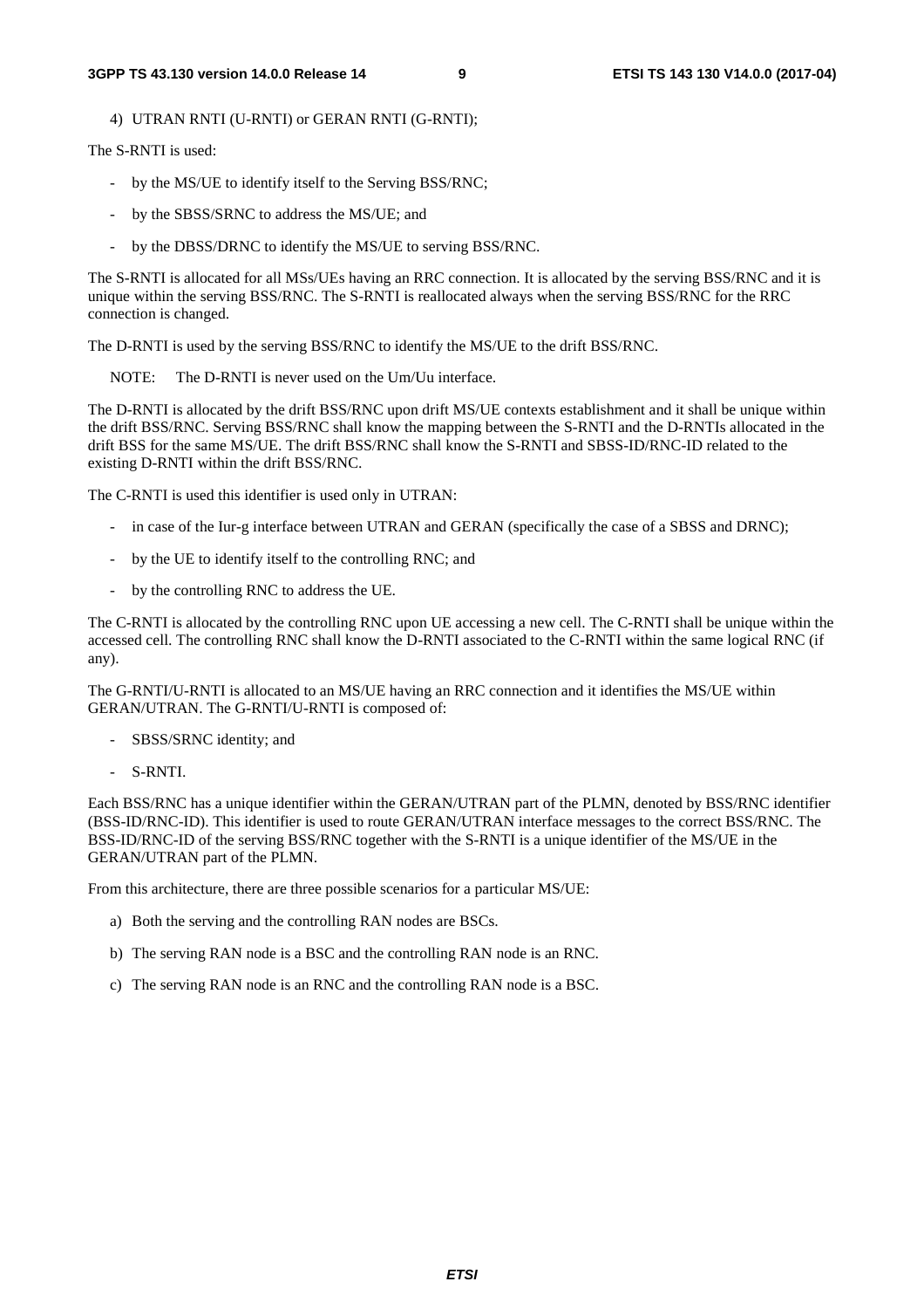4) UTRAN RNTI (U-RNTI) or GERAN RNTI (G-RNTI);

The S-RNTI is used:

- by the MS/UE to identify itself to the Serving BSS/RNC;
- by the SBSS/SRNC to address the MS/UE; and
- by the DBSS/DRNC to identify the MS/UE to serving BSS/RNC.

The S-RNTI is allocated for all MSs/UEs having an RRC connection. It is allocated by the serving BSS/RNC and it is unique within the serving BSS/RNC. The S-RNTI is reallocated always when the serving BSS/RNC for the RRC connection is changed.

The D-RNTI is used by the serving BSS/RNC to identify the MS/UE to the drift BSS/RNC.

NOTE: The D-RNTI is never used on the Um/Uu interface.

The D-RNTI is allocated by the drift BSS/RNC upon drift MS/UE contexts establishment and it shall be unique within the drift BSS/RNC. Serving BSS/RNC shall know the mapping between the S-RNTI and the D-RNTIs allocated in the drift BSS for the same MS/UE. The drift BSS/RNC shall know the S-RNTI and SBSS-ID/RNC-ID related to the existing D-RNTI within the drift BSS/RNC.

The C-RNTI is used this identifier is used only in UTRAN:

- in case of the Iur-g interface between UTRAN and GERAN (specifically the case of a SBSS and DRNC);
- by the UE to identify itself to the controlling RNC; and
- by the controlling RNC to address the UE.

The C-RNTI is allocated by the controlling RNC upon UE accessing a new cell. The C-RNTI shall be unique within the accessed cell. The controlling RNC shall know the D-RNTI associated to the C-RNTI within the same logical RNC (if any).

The G-RNTI/U-RNTI is allocated to an MS/UE having an RRC connection and it identifies the MS/UE within GERAN/UTRAN. The G-RNTI/U-RNTI is composed of:

- SBSS/SRNC identity; and
- S-RNTI.

Each BSS/RNC has a unique identifier within the GERAN/UTRAN part of the PLMN, denoted by BSS/RNC identifier (BSS-ID/RNC-ID). This identifier is used to route GERAN/UTRAN interface messages to the correct BSS/RNC. The BSS-ID/RNC-ID of the serving BSS/RNC together with the S-RNTI is a unique identifier of the MS/UE in the GERAN/UTRAN part of the PLMN.

From this architecture, there are three possible scenarios for a particular MS/UE:

a) Both the serving and the controlling RAN nodes are BSCs.

b) The serving RAN node is a BSC and the controlling RAN node is an RNC.

c) The serving RAN node is an RNC and the controlling RAN node is a BSC.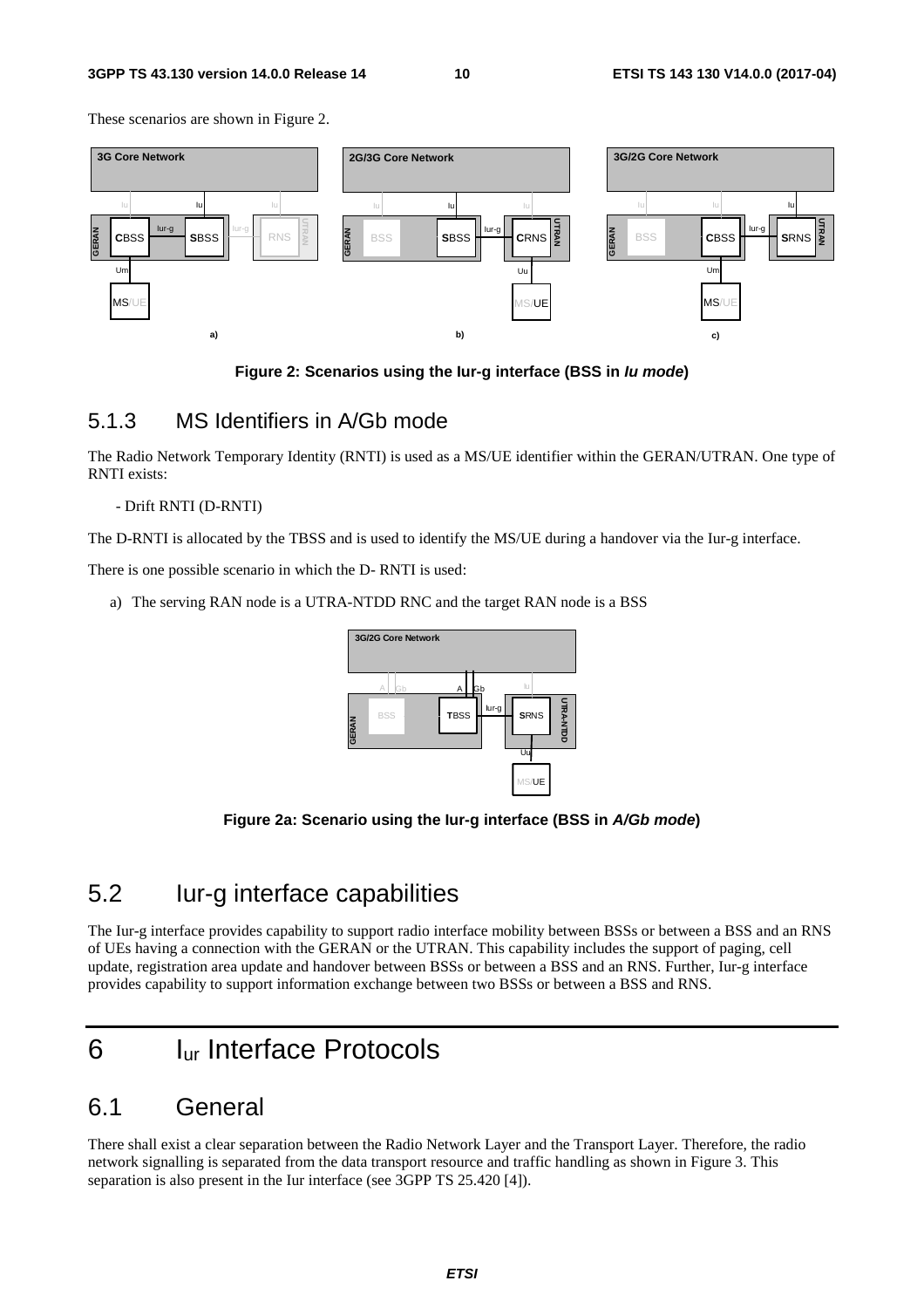These scenarios are shown in Figure 2.

**Figure 2: Scenarios using the Iur-g interface (BSS in *Iu mode*)**

## 5.1.3 MS Identifiers in A/Gb mode

The Radio Network Temporary Identity (RNTI) is used as a MS/UE identifier within the GERAN/UTRAN. One type of RNTI exists:

- Drift RNTI (D-RNTI)

The D-RNTI is allocated by the TBSS and is used to identify the MS/UE during a handover via the Iur-g interface.

There is one possible scenario in which the D- RNTI is used:

a) The serving RAN node is a UTRA-NTDD RNC and the target RAN node is a BSS

**Figure 2a: Scenario using the Iur-g interface (BSS in *A/Gb mode*)**

# 5.2 Iur-g interface capabilities

The Iur-g interface provides capability to support radio interface mobility between BSSs or between a BSS and an RNS of UEs having a connection with the GERAN or the UTRAN. This capability includes the support of paging, cell update, registration area update and handover between BSSs or between a BSS and an RNS. Further, Iur-g interface provides capability to support information exchange between two BSSs or between a BSS and RNS.

# 6 $I_{ur}$ Interface Protocols

# 6.1 General

There shall exist a clear separation between the Radio Network Layer and the Transport Layer. Therefore, the radio network signalling is separated from the data transport resource and traffic handling as shown in Figure 3. This separation is also present in the Iur interface (see 3GPP TS 25.420 [4]).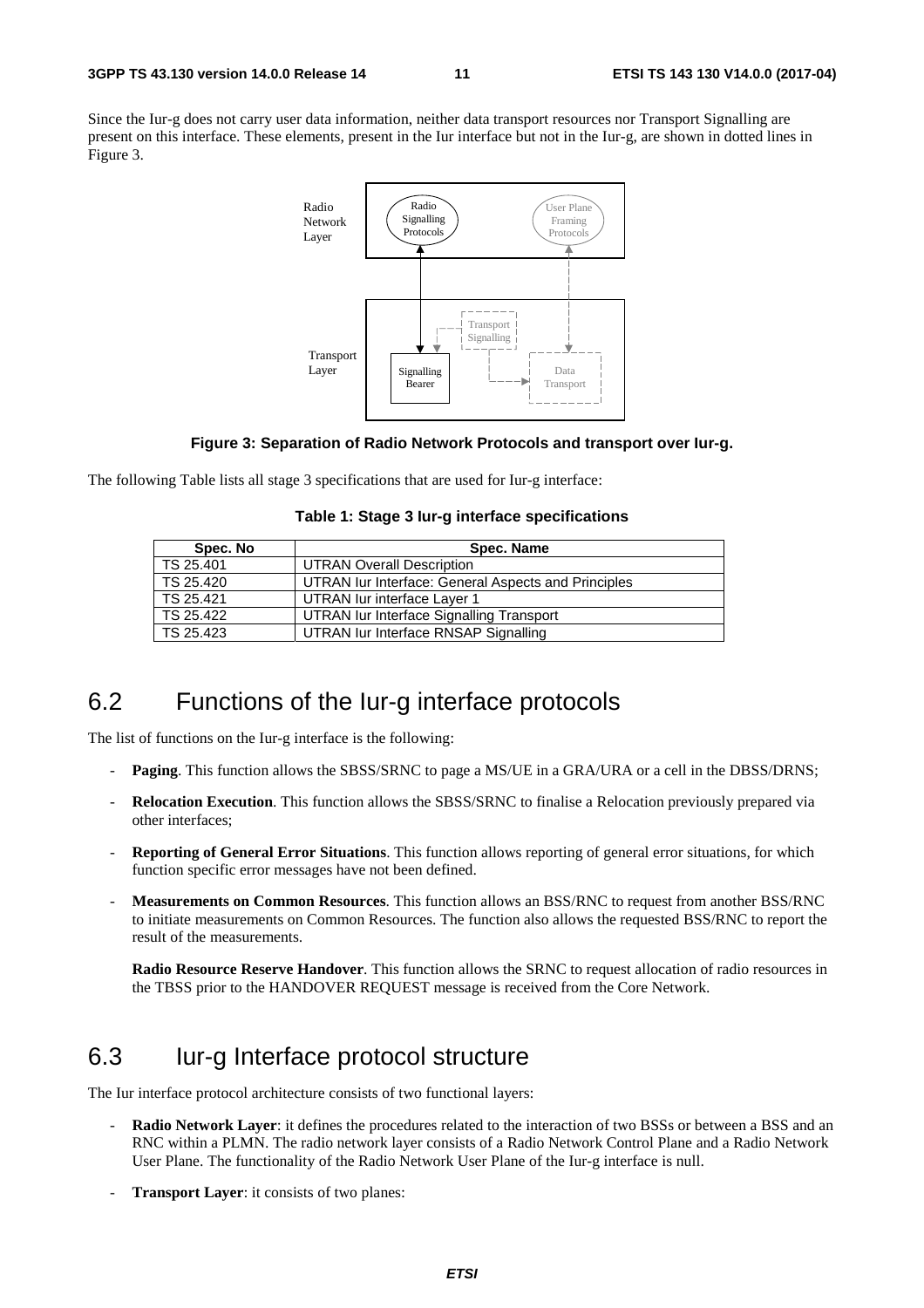Since the Iur-g does not carry user data information, neither data transport resources nor Transport Signalling are present on this interface. These elements, present in the Iur interface but not in the Iur-g, are shown in dotted lines in Figure 3.

**Figure 3: Separation of Radio Network Protocols and transport over Iur-g.**

The following Table lists all stage 3 specifications that are used for Iur-g interface:

**Table 1: Stage 3 Iur-g interface specifications**

| Spec. No | Spec. Name |
| --- | --- |
| TS 25.401 | UTRAN Overall Description |
| TS 25.420 | UTRAN Iur Interface: General Aspects and Principles |
| TS 25.421 | UTRAN Iur interface Layer 1 |
| TS 25.422 | UTRAN Iur Interface Signalling Transport |
| TS 25.423 | UTRAN Iur Interface RNSAP Signalling |

## 6.2 Functions of the Iur-g interface protocols

The list of functions on the Iur-g interface is the following:

- **Paging**. This function allows the SBSS/SRNC to page a MS/UE in a GRA/URA or a cell in the DBSS/DRNS;
- **Relocation Execution**. This function allows the SBSS/SRNC to finalise a Relocation previously prepared via other interfaces;
- **Reporting of General Error Situations**. This function allows reporting of general error situations, for which function specific error messages have not been defined.
- **Measurements on Common Resources**. This function allows an BSS/RNC to request from another BSS/RNC to initiate measurements on Common Resources. The function also allows the requested BSS/RNC to report the result of the measurements.

  **Radio Resource Reserve Handover**. This function allows the SRNC to request allocation of radio resources in the TBSS prior to the HANDOVER REQUEST message is received from the Core Network.

## 6.3 Iur-g Interface protocol structure

The Iur interface protocol architecture consists of two functional layers:

- **Radio Network Layer**: it defines the procedures related to the interaction of two BSSs or between a BSS and an RNC within a PLMN. The radio network layer consists of a Radio Network Control Plane and a Radio Network User Plane. The functionality of the Radio Network User Plane of the Iur-g interface is null.
- **Transport Layer**: it consists of two planes: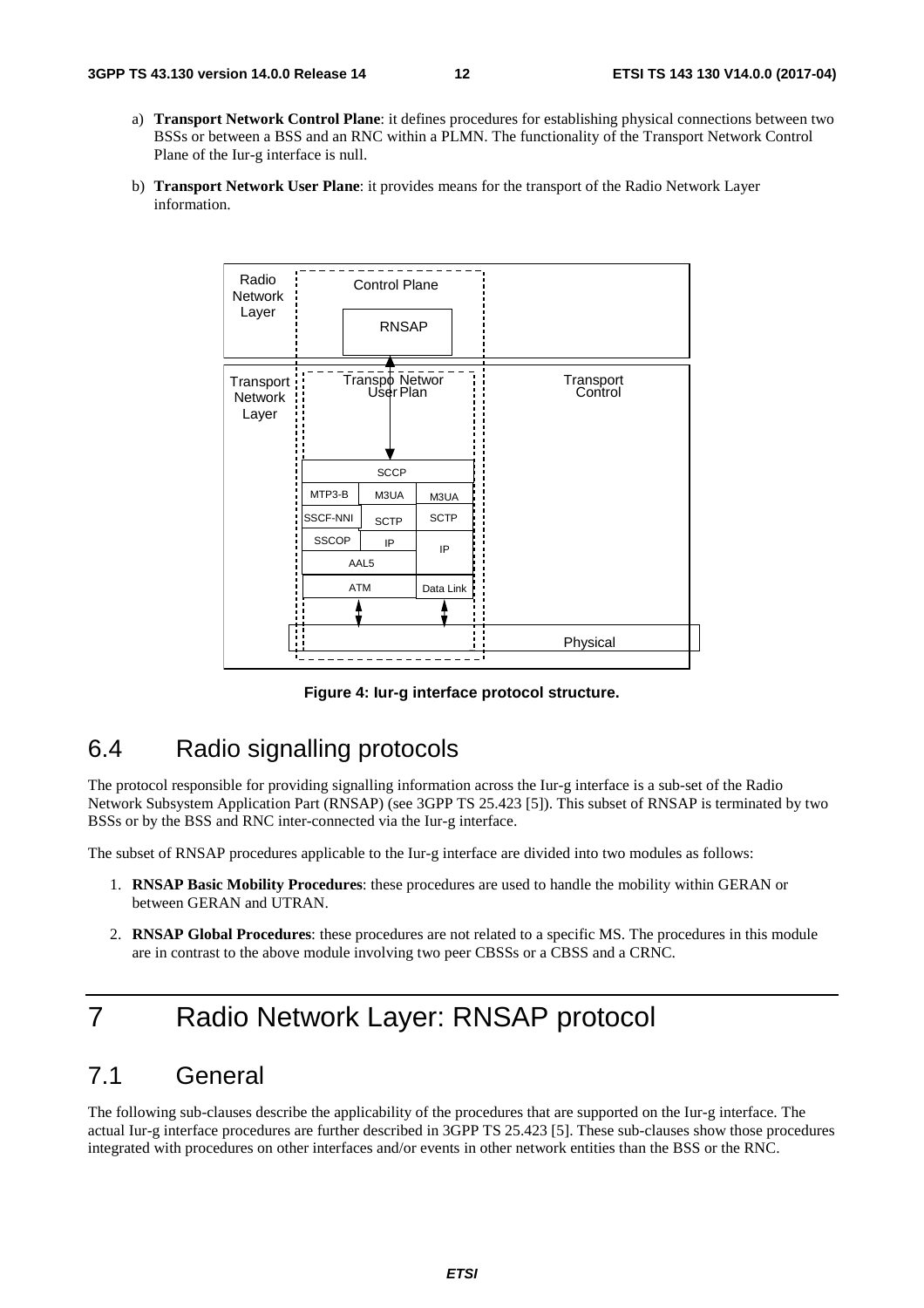a) **Transport Network Control Plane**: it defines procedures for establishing physical connections between two BSSs or between a BSS and an RNC within a PLMN. The functionality of the Transport Network Control Plane of the Iur-g interface is null.

b) **Transport Network User Plane**: it provides means for the transport of the Radio Network Layer information.

**Figure 4: Iur-g interface protocol structure.**

## 6.4 Radio signalling protocols

The protocol responsible for providing signalling information across the Iur-g interface is a sub-set of the Radio Network Subsystem Application Part (RNSAP) (see 3GPP TS 25.423 [5]). This subset of RNSAP is terminated by two BSSs or by the BSS and RNC inter-connected via the Iur-g interface.

The subset of RNSAP procedures applicable to the Iur-g interface are divided into two modules as follows:

1. **RNSAP Basic Mobility Procedures**: these procedures are used to handle the mobility within GERAN or between GERAN and UTRAN.
2. **RNSAP Global Procedures**: these procedures are not related to a specific MS. The procedures in this module are in contrast to the above module involving two peer CBSSs or a CBSS and a CRNC.

# 7 Radio Network Layer: RNSAP protocol

## 7.1 General

The following sub-clauses describe the applicability of the procedures that are supported on the Iur-g interface. The actual Iur-g interface procedures are further described in 3GPP TS 25.423 [5]. These sub-clauses show those procedures integrated with procedures on other interfaces and/or events in other network entities than the BSS or the RNC.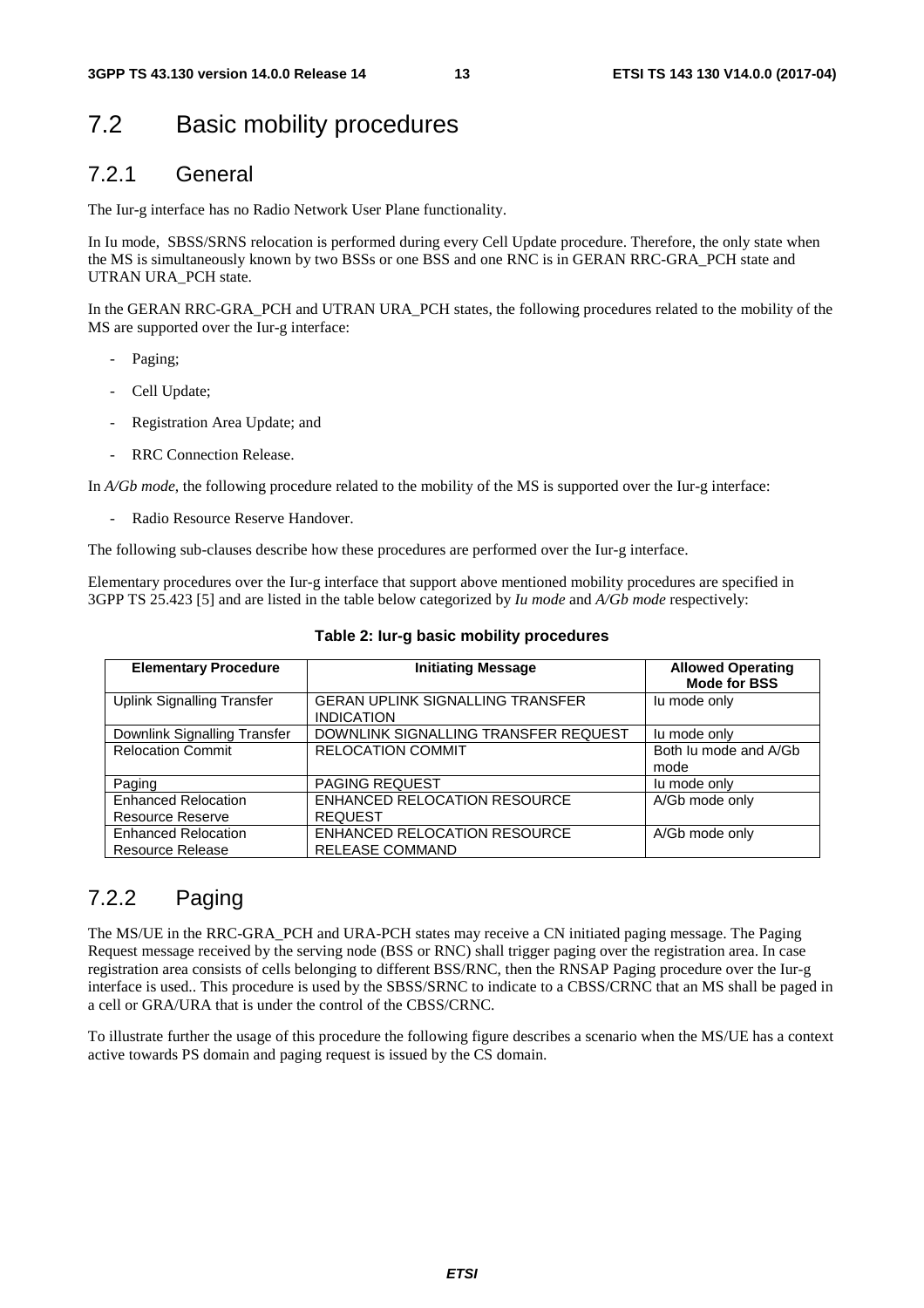## 7.2 Basic mobility procedures

### 7.2.1 General

The Iur-g interface has no Radio Network User Plane functionality.

In Iu mode, SBSS/SRNS relocation is performed during every Cell Update procedure. Therefore, the only state when the MS is simultaneously known by two BSSs or one BSS and one RNC is in GERAN RRC-GRA_PCH state and UTRAN URA_PCH state.

In the GERAN RRC-GRA_PCH and UTRAN URA_PCH states, the following procedures related to the mobility of the MS are supported over the Iur-g interface:

- Paging;
- Cell Update;
- Registration Area Update; and
- RRC Connection Release.

In *A/Gb mode*, the following procedure related to the mobility of the MS is supported over the Iur-g interface:

- Radio Resource Reserve Handover.

The following sub-clauses describe how these procedures are performed over the Iur-g interface.

Elementary procedures over the Iur-g interface that support above mentioned mobility procedures are specified in 3GPP TS 25.423 [5] and are listed in the table below categorized by *Iu mode* and *A/Gb mode* respectively:

**Table 2: Iur-g basic mobility procedures**

| Elementary Procedure | Initiating Message | Allowed Operating Mode for BSS |
|---|---|---|
| Uplink Signalling Transfer | GERAN UPLINK SIGNALLING TRANSFER INDICATION | Iu mode only |
| Downlink Signalling Transfer | DOWNLINK SIGNALLING TRANSFER REQUEST | Iu mode only |
| Relocation Commit | RELOCATION COMMIT | Both Iu mode and A/Gb mode |
| Paging | PAGING REQUEST | Iu mode only |
| Enhanced Relocation Resource Reserve | ENHANCED RELOCATION RESOURCE REQUEST | A/Gb mode only |
| Enhanced Relocation Resource Release | ENHANCED RELOCATION RESOURCE RELEASE COMMAND | A/Gb mode only |

### 7.2.2 Paging

The MS/UE in the RRC-GRA_PCH and URA-PCH states may receive a CN initiated paging message. The Paging Request message received by the serving node (BSS or RNC) shall trigger paging over the registration area. In case registration area consists of cells belonging to different BSS/RNC, then the RNSAP Paging procedure over the Iur-g interface is used.. This procedure is used by the SBSS/SRNC to indicate to a CBSS/CRNC that an MS shall be paged in a cell or GRA/URA that is under the control of the CBSS/CRNC.

To illustrate further the usage of this procedure the following figure describes a scenario when the MS/UE has a context active towards PS domain and paging request is issued by the CS domain.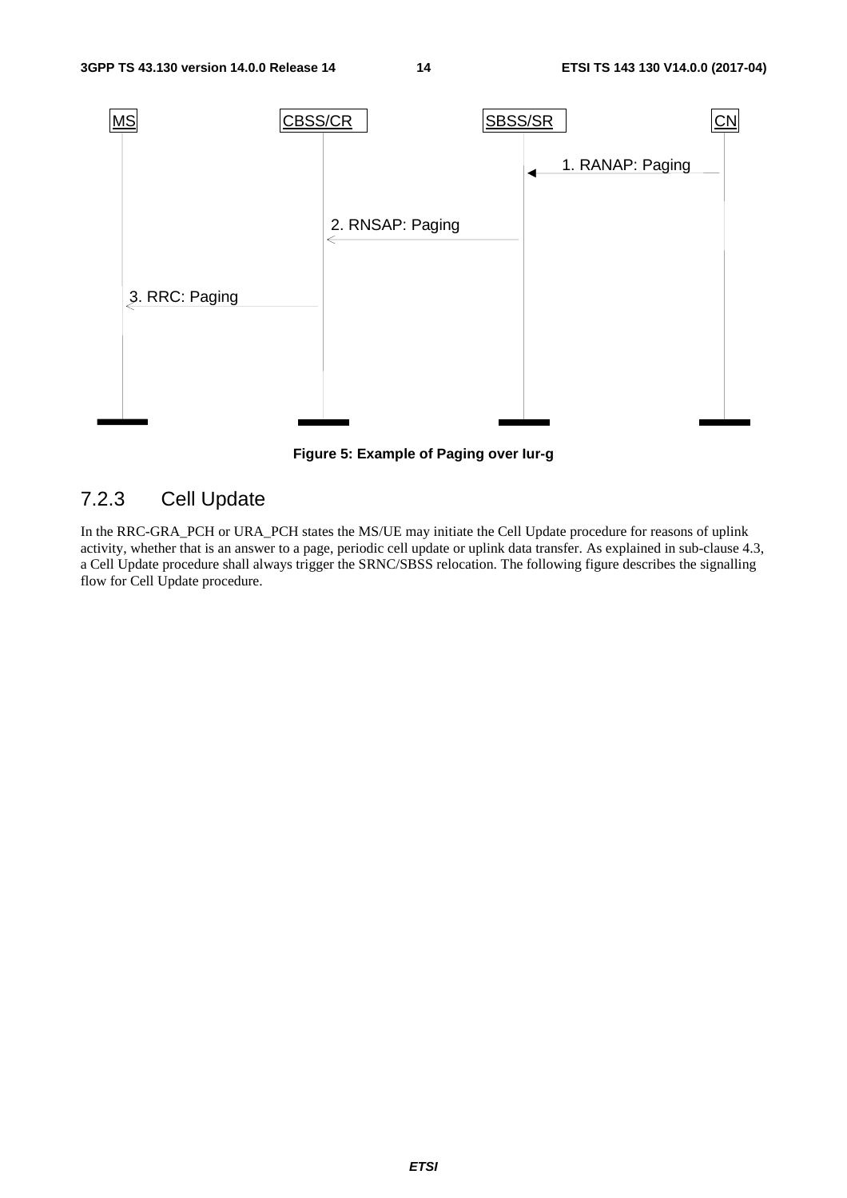Figure 5: Example of Paging over Iur-g

### 7.2.3 Cell Update

In the RRC-GRA_PCH or URA_PCH states the MS/UE may initiate the Cell Update procedure for reasons of uplink activity, whether that is an answer to a page, periodic cell update or uplink data transfer. As explained in sub-clause 4.3, a Cell Update procedure shall always trigger the SRNC/SBSS relocation. The following figure describes the signalling flow for Cell Update procedure.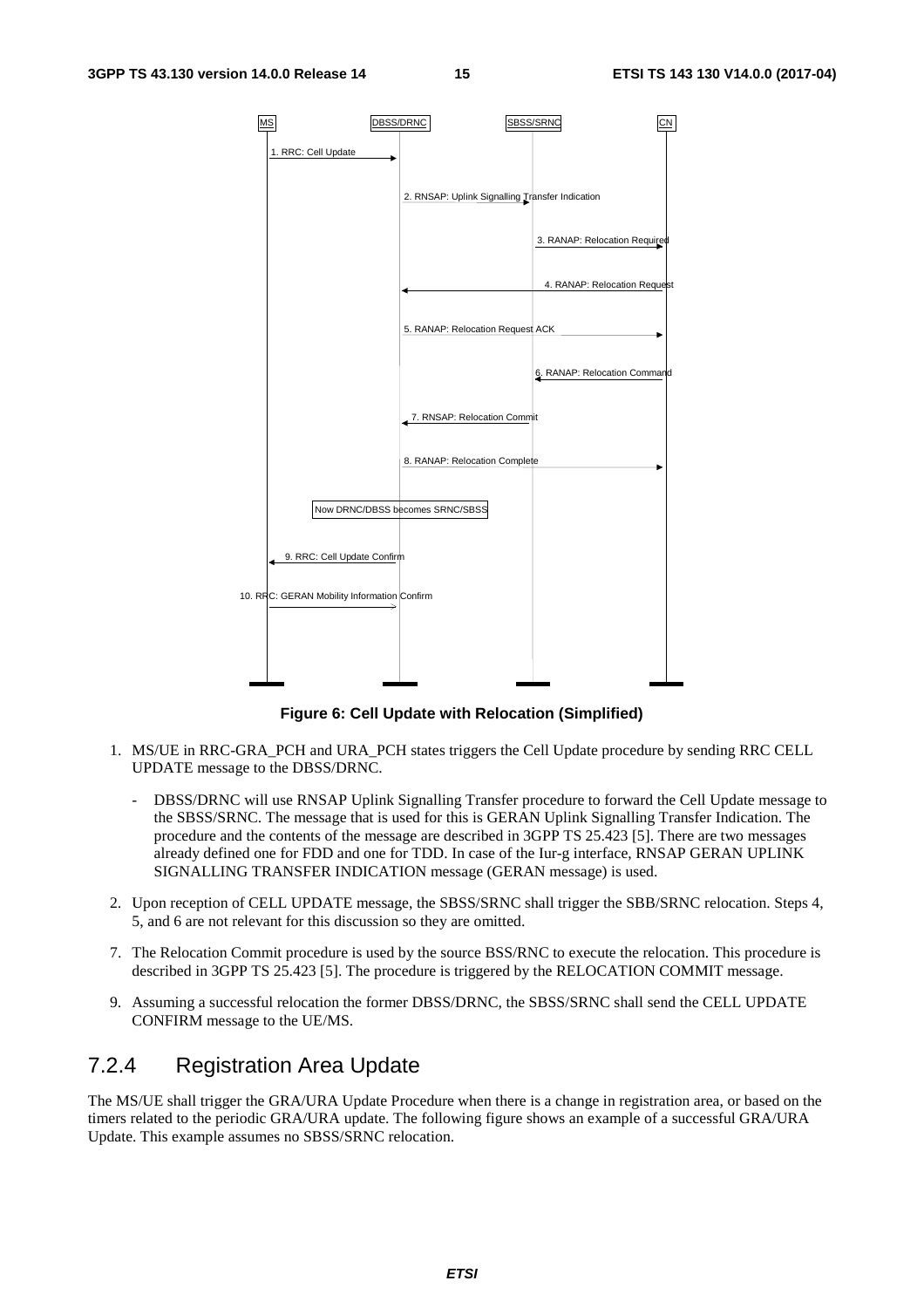**Figure 6: Cell Update with Relocation (Simplified)**

1. MS/UE in RRC-GRA_PCH and URA_PCH states triggers the Cell Update procedure by sending RRC CELL UPDATE message to the DBSS/DRNC.

   - DBSS/DRNC will use RNSAP Uplink Signalling Transfer procedure to forward the Cell Update message to the SBSS/SRNC. The message that is used for this is GERAN Uplink Signalling Transfer Indication. The procedure and the contents of the message are described in 3GPP TS 25.423 [5]. There are two messages already defined one for FDD and one for TDD. In case of the Iur-g interface, RNSAP GERAN UPLINK SIGNALLING TRANSFER INDICATION message (GERAN message) is used.

2. Upon reception of CELL UPDATE message, the SBSS/SRNC shall trigger the SBB/SRNC relocation. Steps 4, 5, and 6 are not relevant for this discussion so they are omitted.

7. The Relocation Commit procedure is used by the source BSS/RNC to execute the relocation. This procedure is described in 3GPP TS 25.423 [5]. The procedure is triggered by the RELOCATION COMMIT message.

9. Assuming a successful relocation the former DBSS/DRNC, the SBSS/SRNC shall send the CELL UPDATE CONFIRM message to the UE/MS.

## 7.2.4 Registration Area Update

The MS/UE shall trigger the GRA/URA Update Procedure when there is a change in registration area, or based on the timers related to the periodic GRA/URA update. The following figure shows an example of a successful GRA/URA Update. This example assumes no SBSS/SRNC relocation.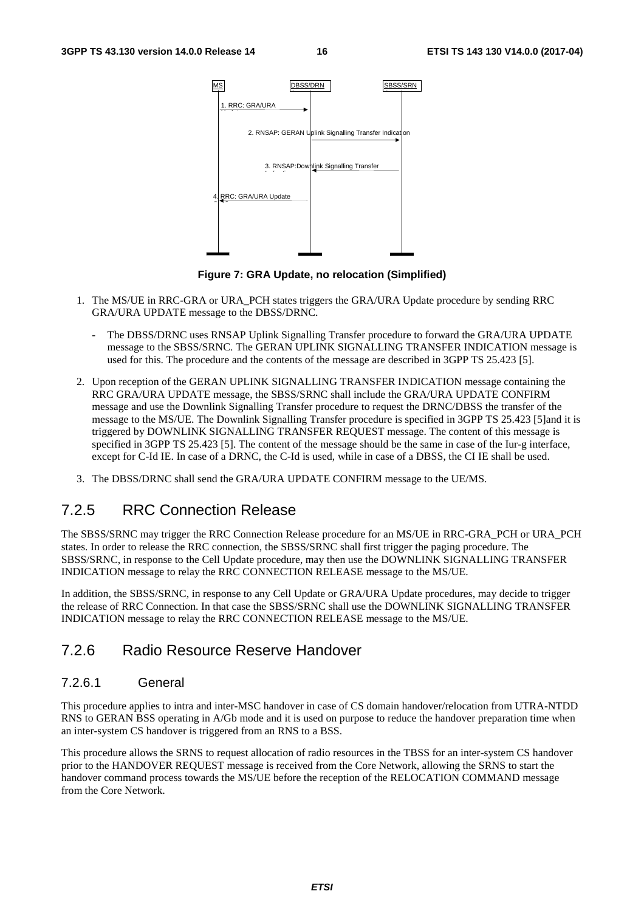Figure 7: GRA Update, no relocation (Simplified)

1. The MS/UE in RRC-GRA or URA_PCH states triggers the GRA/URA Update procedure by sending RRC GRA/URA UPDATE message to the DBSS/DRNC.

   - The DBSS/DRNC uses RNSAP Uplink Signalling Transfer procedure to forward the GRA/URA UPDATE message to the SBSS/SRNC. The GERAN UPLINK SIGNALLING TRANSFER INDICATION message is used for this. The procedure and the contents of the message are described in 3GPP TS 25.423 [5].

2. Upon reception of the GERAN UPLINK SIGNALLING TRANSFER INDICATION message containing the RRC GRA/URA UPDATE message, the SBSS/SRNC shall include the GRA/URA UPDATE CONFIRM message and use the Downlink Signalling Transfer procedure to request the DRNC/DBSS the transfer of the message to the MS/UE. The Downlink Signalling Transfer procedure is specified in 3GPP TS 25.423 [5]and it is triggered by DOWNLINK SIGNALLING TRANSFER REQUEST message. The content of this message is specified in 3GPP TS 25.423 [5]. The content of the message should be the same in case of the Iur-g interface, except for C-Id IE. In case of a DRNC, the C-Id is used, while in case of a DBSS, the CI IE shall be used.

3. The DBSS/DRNC shall send the GRA/URA UPDATE CONFIRM message to the UE/MS.

## 7.2.5 RRC Connection Release

The SBSS/SRNC may trigger the RRC Connection Release procedure for an MS/UE in RRC-GRA_PCH or URA_PCH states. In order to release the RRC connection, the SBSS/SRNC shall first trigger the paging procedure. The SBSS/SRNC, in response to the Cell Update procedure, may then use the DOWNLINK SIGNALLING TRANSFER INDICATION message to relay the RRC CONNECTION RELEASE message to the MS/UE.

In addition, the SBSS/SRNC, in response to any Cell Update or GRA/URA Update procedures, may decide to trigger the release of RRC Connection. In that case the SBSS/SRNC shall use the DOWNLINK SIGNALLING TRANSFER INDICATION message to relay the RRC CONNECTION RELEASE message to the MS/UE.

## 7.2.6 Radio Resource Reserve Handover

### 7.2.6.1 General

This procedure applies to intra and inter-MSC handover in case of CS domain handover/relocation from UTRA-NTDD RNS to GERAN BSS operating in A/Gb mode and it is used on purpose to reduce the handover preparation time when an inter-system CS handover is triggered from an RNS to a BSS.

This procedure allows the SRNS to request allocation of radio resources in the TBSS for an inter-system CS handover prior to the HANDOVER REQUEST message is received from the Core Network, allowing the SRNS to start the handover command process towards the MS/UE before the reception of the RELOCATION COMMAND message from the Core Network.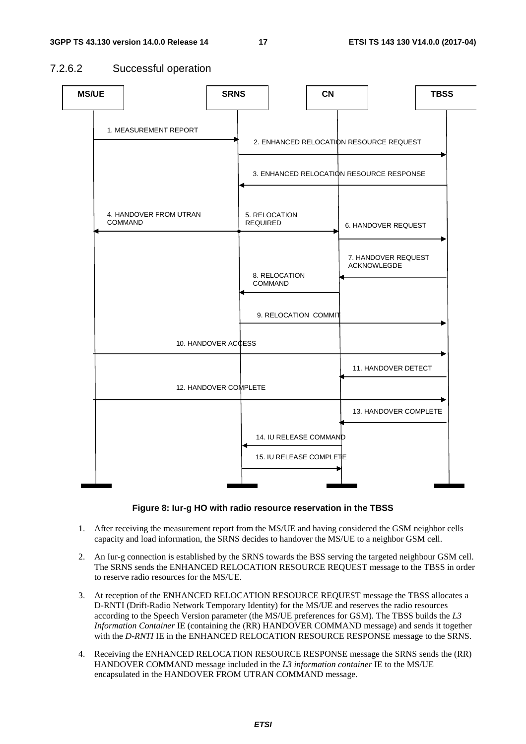#### 7.2.6.2 Successful operation

Figure 8: Iur-g HO with radio resource reservation in the TBSS

1. After receiving the measurement report from the MS/UE and having considered the GSM neighbor cells capacity and load information, the SRNS decides to handover the MS/UE to a neighbor GSM cell.

2. An Iur-g connection is established by the SRNS towards the BSS serving the targeted neighbour GSM cell. The SRNS sends the ENHANCED RELOCATION RESOURCE REQUEST message to the TBSS in order to reserve radio resources for the MS/UE.

3. At reception of the ENHANCED RELOCATION RESOURCE REQUEST message the TBSS allocates a D-RNTI (Drift-Radio Network Temporary Identity) for the MS/UE and reserves the radio resources according to the Speech Version parameter (the MS/UE preferences for GSM). The TBSS builds the *L3 Information Container* IE (containing the (RR) HANDOVER COMMAND message) and sends it together with the *D-RNTI* IE in the ENHANCED RELOCATION RESOURCE RESPONSE message to the SRNS.

4. Receiving the ENHANCED RELOCATION RESOURCE RESPONSE message the SRNS sends the (RR) HANDOVER COMMAND message included in the *L3 information container* IE to the MS/UE encapsulated in the HANDOVER FROM UTRAN COMMAND message.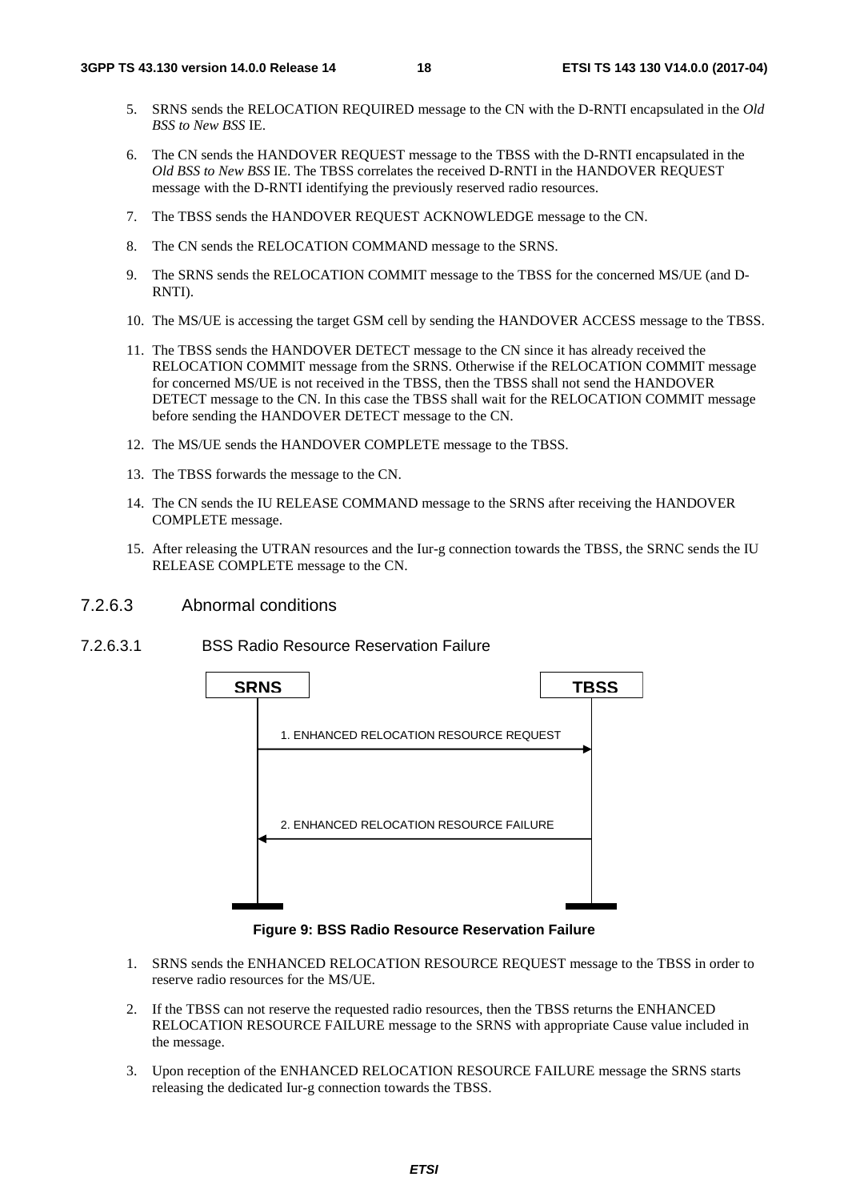5. SRNS sends the RELOCATION REQUIRED message to the CN with the D-RNTI encapsulated in the *Old BSS to New BSS* IE.

6. The CN sends the HANDOVER REQUEST message to the TBSS with the D-RNTI encapsulated in the *Old BSS to New BSS* IE. The TBSS correlates the received D-RNTI in the HANDOVER REQUEST message with the D-RNTI identifying the previously reserved radio resources.

7. The TBSS sends the HANDOVER REQUEST ACKNOWLEDGE message to the CN.

8. The CN sends the RELOCATION COMMAND message to the SRNS.

9. The SRNS sends the RELOCATION COMMIT message to the TBSS for the concerned MS/UE (and D-RNTI).

10. The MS/UE is accessing the target GSM cell by sending the HANDOVER ACCESS message to the TBSS.

11. The TBSS sends the HANDOVER DETECT message to the CN since it has already received the RELOCATION COMMIT message from the SRNS. Otherwise if the RELOCATION COMMIT message for concerned MS/UE is not received in the TBSS, then the TBSS shall not send the HANDOVER DETECT message to the CN. In this case the TBSS shall wait for the RELOCATION COMMIT message before sending the HANDOVER DETECT message to the CN.

12. The MS/UE sends the HANDOVER COMPLETE message to the TBSS.

13. The TBSS forwards the message to the CN.

14. The CN sends the IU RELEASE COMMAND message to the SRNS after receiving the HANDOVER COMPLETE message.

15. After releasing the UTRAN resources and the Iur-g connection towards the TBSS, the SRNC sends the IU RELEASE COMPLETE message to the CN.

#### 7.2.6.3 Abnormal conditions

##### 7.2.6.3.1 BSS Radio Resource Reservation Failure

SRNS → TBSS: 1. ENHANCED RELOCATION RESOURCE REQUEST

TBSS → SRNS: 2. ENHANCED RELOCATION RESOURCE FAILURE

**Figure 9: BSS Radio Resource Reservation Failure**

1. SRNS sends the ENHANCED RELOCATION RESOURCE REQUEST message to the TBSS in order to reserve radio resources for the MS/UE.

2. If the TBSS can not reserve the requested radio resources, then the TBSS returns the ENHANCED RELOCATION RESOURCE FAILURE message to the SRNS with appropriate Cause value included in the message.

3. Upon reception of the ENHANCED RELOCATION RESOURCE FAILURE message the SRNS starts releasing the dedicated Iur-g connection towards the TBSS.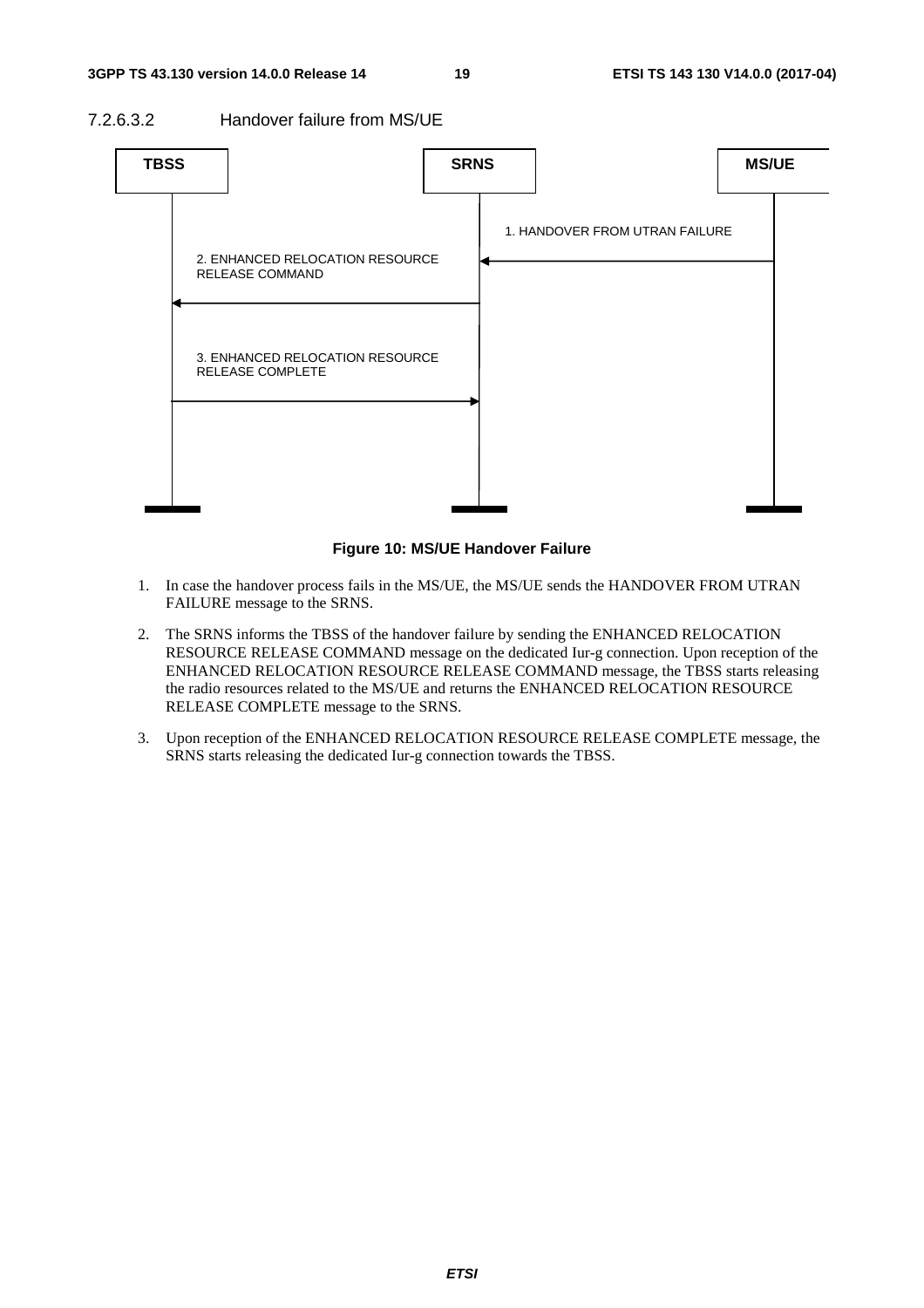#### 7.2.6.3.2 Handover failure from MS/UE

**Figure 10: MS/UE Handover Failure**

1. In case the handover process fails in the MS/UE, the MS/UE sends the HANDOVER FROM UTRAN FAILURE message to the SRNS.
2. The SRNS informs the TBSS of the handover failure by sending the ENHANCED RELOCATION RESOURCE RELEASE COMMAND message on the dedicated Iur-g connection. Upon reception of the ENHANCED RELOCATION RESOURCE RELEASE COMMAND message, the TBSS starts releasing the radio resources related to the MS/UE and returns the ENHANCED RELOCATION RESOURCE RELEASE COMPLETE message to the SRNS.
3. Upon reception of the ENHANCED RELOCATION RESOURCE RELEASE COMPLETE message, the SRNS starts releasing the dedicated Iur-g connection towards the TBSS.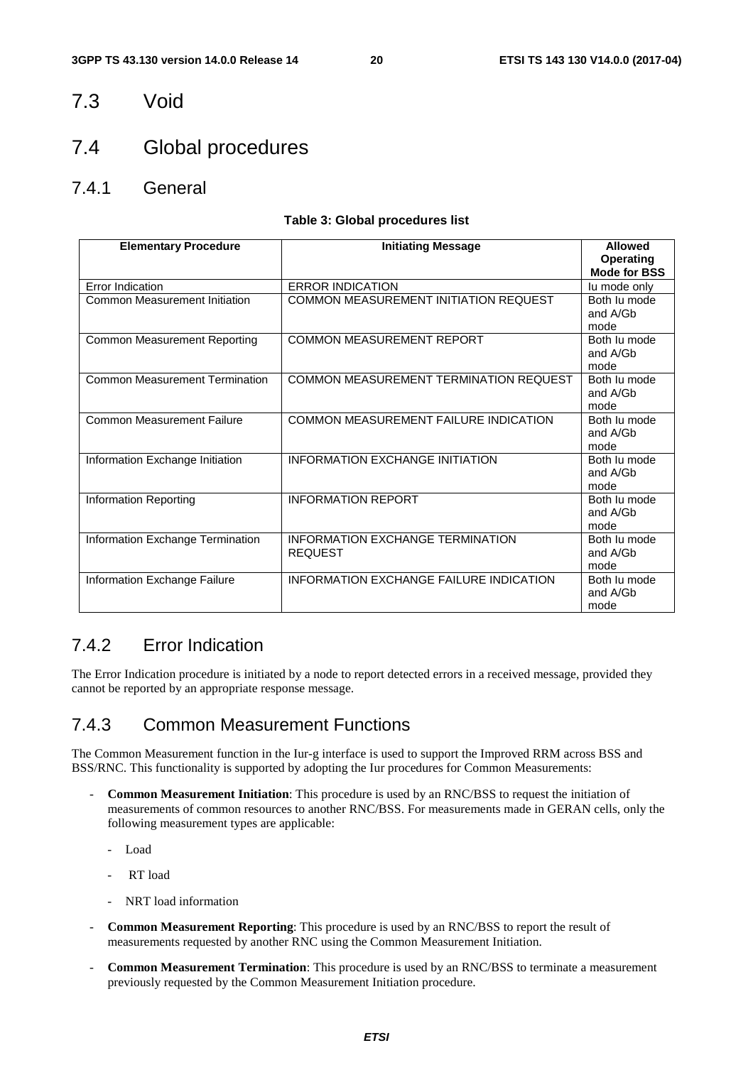## 7.3 Void

## 7.4 Global procedures

### 7.4.1 General

**Table 3: Global procedures list**

| Elementary Procedure | Initiating Message | Allowed Operating Mode for BSS |
|---|---|---|
| Error Indication | ERROR INDICATION | Iu mode only |
| Common Measurement Initiation | COMMON MEASUREMENT INITIATION REQUEST | Both Iu mode and A/Gb mode |
| Common Measurement Reporting | COMMON MEASUREMENT REPORT | Both Iu mode and A/Gb mode |
| Common Measurement Termination | COMMON MEASUREMENT TERMINATION REQUEST | Both Iu mode and A/Gb mode |
| Common Measurement Failure | COMMON MEASUREMENT FAILURE INDICATION | Both Iu mode and A/Gb mode |
| Information Exchange Initiation | INFORMATION EXCHANGE INITIATION | Both Iu mode and A/Gb mode |
| Information Reporting | INFORMATION REPORT | Both Iu mode and A/Gb mode |
| Information Exchange Termination | INFORMATION EXCHANGE TERMINATION REQUEST | Both Iu mode and A/Gb mode |
| Information Exchange Failure | INFORMATION EXCHANGE FAILURE INDICATION | Both Iu mode and A/Gb mode |

### 7.4.2 Error Indication

The Error Indication procedure is initiated by a node to report detected errors in a received message, provided they cannot be reported by an appropriate response message.

### 7.4.3 Common Measurement Functions

The Common Measurement function in the Iur-g interface is used to support the Improved RRM across BSS and BSS/RNC. This functionality is supported by adopting the Iur procedures for Common Measurements:

- **Common Measurement Initiation**: This procedure is used by an RNC/BSS to request the initiation of measurements of common resources to another RNC/BSS. For measurements made in GERAN cells, only the following measurement types are applicable:
  - Load
  - RT load
  - NRT load information
- **Common Measurement Reporting**: This procedure is used by an RNC/BSS to report the result of measurements requested by another RNC using the Common Measurement Initiation.
- **Common Measurement Termination**: This procedure is used by an RNC/BSS to terminate a measurement previously requested by the Common Measurement Initiation procedure.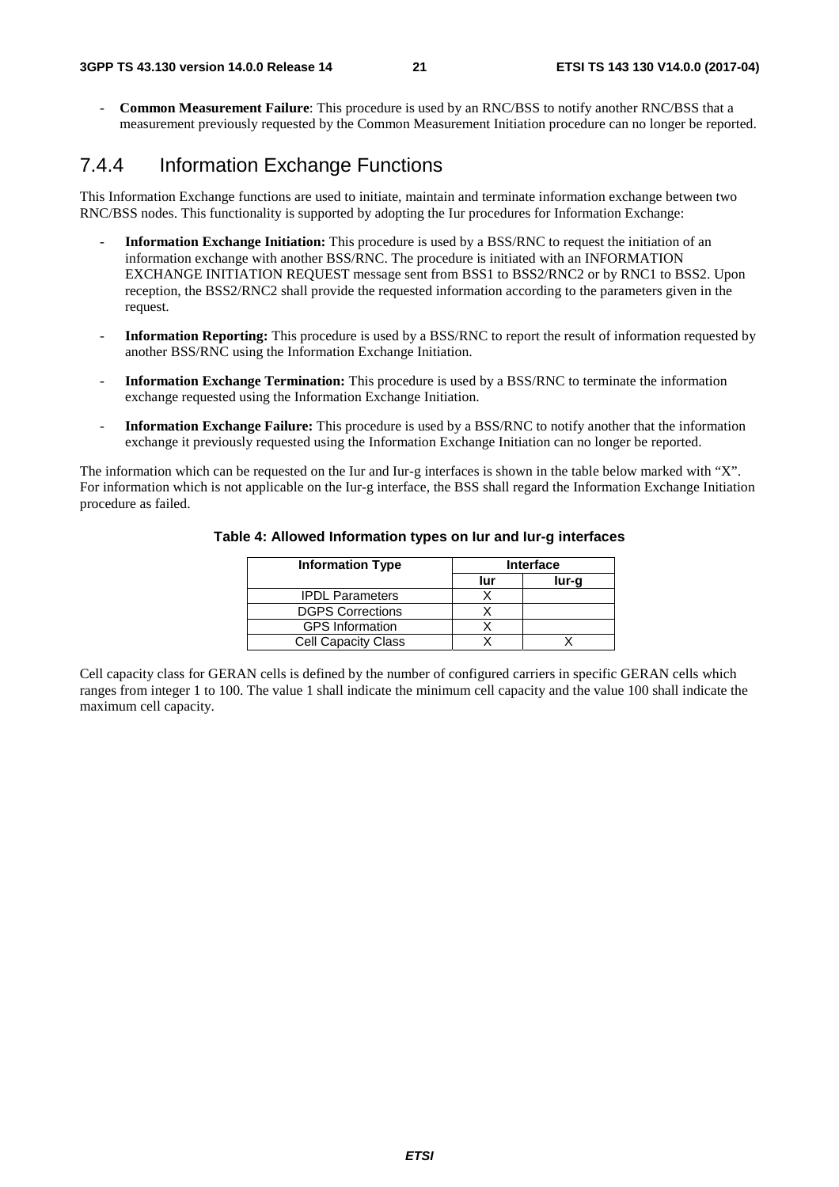- **Common Measurement Failure**: This procedure is used by an RNC/BSS to notify another RNC/BSS that a measurement previously requested by the Common Measurement Initiation procedure can no longer be reported.

### 7.4.4 Information Exchange Functions

This Information Exchange functions are used to initiate, maintain and terminate information exchange between two RNC/BSS nodes. This functionality is supported by adopting the Iur procedures for Information Exchange:

- **Information Exchange Initiation:** This procedure is used by a BSS/RNC to request the initiation of an information exchange with another BSS/RNC. The procedure is initiated with an INFORMATION EXCHANGE INITIATION REQUEST message sent from BSS1 to BSS2/RNC2 or by RNC1 to BSS2. Upon reception, the BSS2/RNC2 shall provide the requested information according to the parameters given in the request.
- **Information Reporting:** This procedure is used by a BSS/RNC to report the result of information requested by another BSS/RNC using the Information Exchange Initiation.
- **Information Exchange Termination:** This procedure is used by a BSS/RNC to terminate the information exchange requested using the Information Exchange Initiation.
- **Information Exchange Failure:** This procedure is used by a BSS/RNC to notify another that the information exchange it previously requested using the Information Exchange Initiation can no longer be reported.

The information which can be requested on the Iur and Iur-g interfaces is shown in the table below marked with "X". For information which is not applicable on the Iur-g interface, the BSS shall regard the Information Exchange Initiation procedure as failed.

**Table 4: Allowed Information types on Iur and Iur-g interfaces**

| Information Type | Interface | |
|---|---|---|
| | Iur | Iur-g |
| IPDL Parameters | X | |
| DGPS Corrections | X | |
| GPS Information | X | |
| Cell Capacity Class | X | X |

Cell capacity class for GERAN cells is defined by the number of configured carriers in specific GERAN cells which ranges from integer 1 to 100. The value 1 shall indicate the minimum cell capacity and the value 100 shall indicate the maximum cell capacity.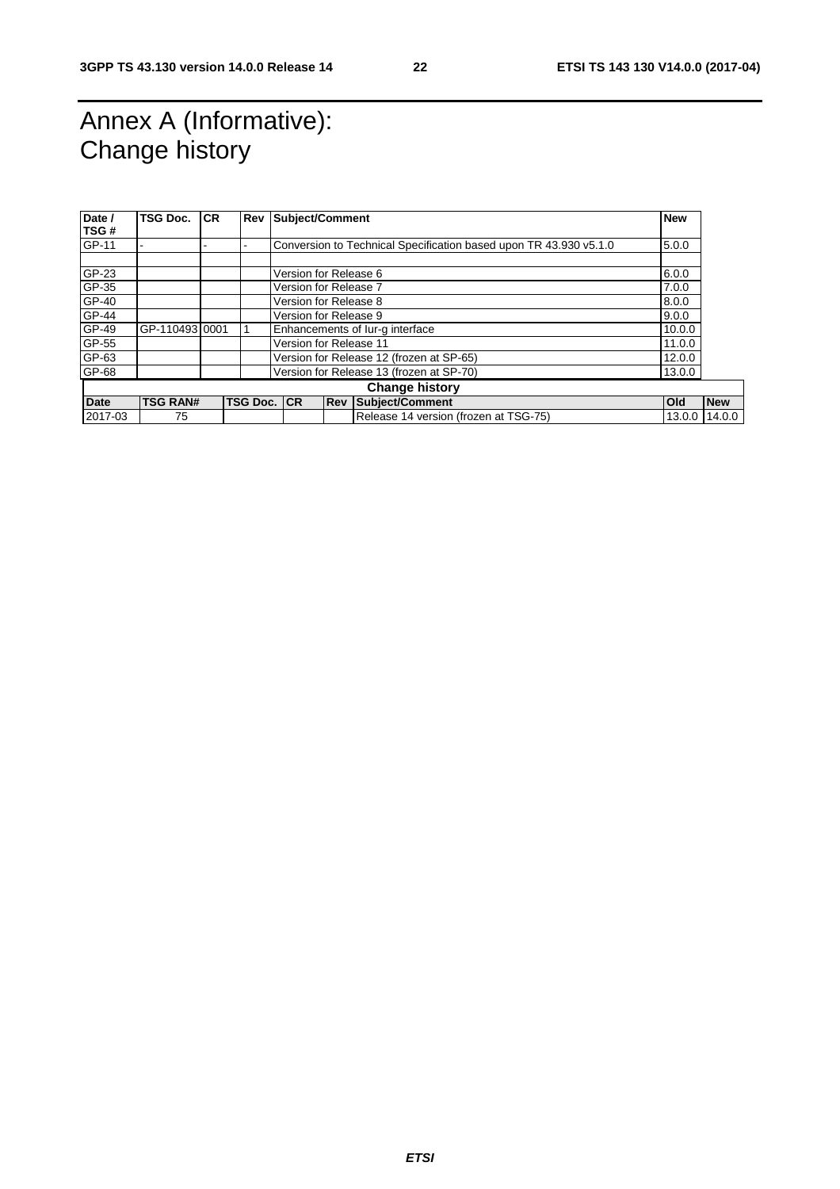# Annex A (Informative): Change history

| Date / TSG # | TSG Doc. | CR | Rev | Subject/Comment | New |
|---|---|---|---|---|---|
| GP-11 | - | - | - | Conversion to Technical Specification based upon TR 43.930 v5.1.0 | 5.0.0 |
| | | | | | |
| GP-23 | | | | Version for Release 6 | 6.0.0 |
| GP-35 | | | | Version for Release 7 | 7.0.0 |
| GP-40 | | | | Version for Release 8 | 8.0.0 |
| GP-44 | | | | Version for Release 9 | 9.0.0 |
| GP-49 | GP-110493 | 0001 | 1 | Enhancements of Iur-g interface | 10.0.0 |
| GP-55 | | | | Version for Release 11 | 11.0.0 |
| GP-63 | | | | Version for Release 12 (frozen at SP-65) | 12.0.0 |
| GP-68 | | | | Version for Release 13 (frozen at SP-70) | 13.0.0 |

| Change history | | | | | | | |
|---|---|---|---|---|---|---|---|
| **Date** | **TSG RAN#** | **TSG Doc.** | **CR** | **Rev** | **Subject/Comment** | **Old** | **New** |
| 2017-03 | 75 | | | | Release 14 version (frozen at TSG-75) | 13.0.0 | 14.0.0 |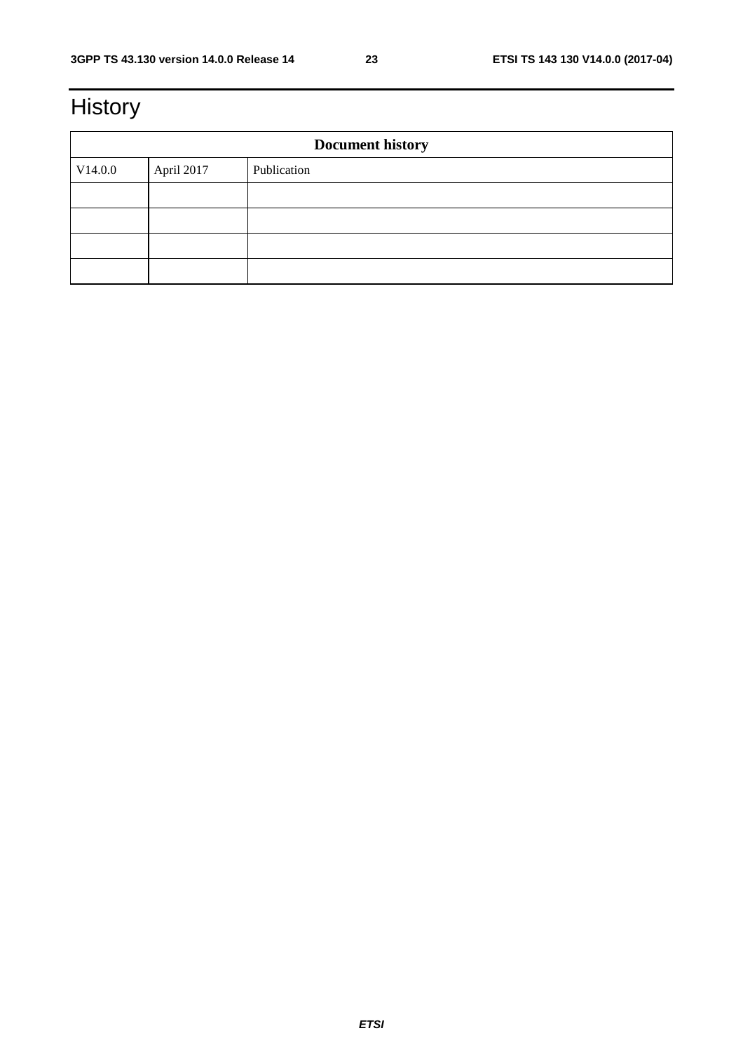# History

| Document history | | |
|---|---|---|
| V14.0.0 | April 2017 | Publication |
| | | |
| | | |
| | | |
| | | |